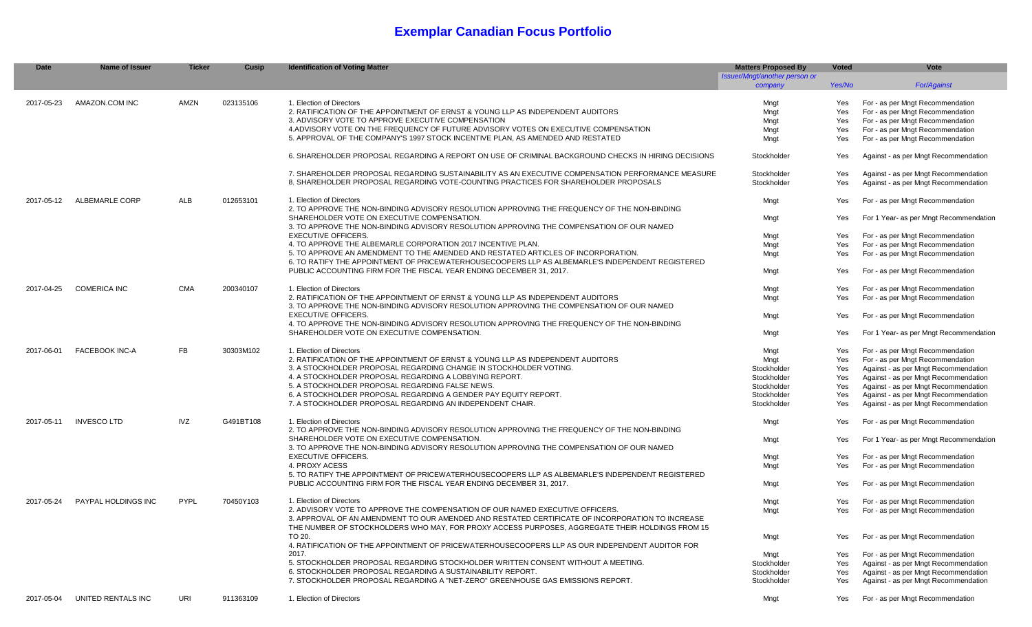# Exemplar Canadian Focus Portfolio

| Date | Name of Issuer | Ticker | Cusip | Identification of Voting Matter | Matters Proposed By | Voted | Vote |
|---|---|---|---|---|---|---|---|
| | | | | | *Issuer/Mngt/another person or company* | *Yes/No* | *For/Against* |
| 2017-05-23 | AMAZON.COM INC | AMZN | 023135106 | 1. Election of Directors | Mngt | Yes | For - as per Mngt Recommendation |
| | | | | 2. RATIFICATION OF THE APPOINTMENT OF ERNST & YOUNG LLP AS INDEPENDENT AUDITORS | Mngt | Yes | For - as per Mngt Recommendation |
| | | | | 3. ADVISORY VOTE TO APPROVE EXECUTIVE COMPENSATION | Mngt | Yes | For - as per Mngt Recommendation |
| | | | | 4.ADVISORY VOTE ON THE FREQUENCY OF FUTURE ADVISORY VOTES ON EXECUTIVE COMPENSATION | Mngt | Yes | For - as per Mngt Recommendation |
| | | | | 5. APPROVAL OF THE COMPANY'S 1997 STOCK INCENTIVE PLAN, AS AMENDED AND RESTATED | Mngt | Yes | For - as per Mngt Recommendation |
| | | | | 6. SHAREHOLDER PROPOSAL REGARDING A REPORT ON USE OF CRIMINAL BACKGROUND CHECKS IN HIRING DECISIONS | Stockholder | Yes | Against - as per Mngt Recommendation |
| | | | | 7. SHAREHOLDER PROPOSAL REGARDING SUSTAINABILITY AS AN EXECUTIVE COMPENSATION PERFORMANCE MEASURE | Stockholder | Yes | Against - as per Mngt Recommendation |
| | | | | 8. SHAREHOLDER PROPOSAL REGARDING VOTE-COUNTING PRACTICES FOR SHAREHOLDER PROPOSALS | Stockholder | Yes | Against - as per Mngt Recommendation |
| 2017-05-12 | ALBEMARLE CORP | ALB | 012653101 | 1. Election of Directors | Mngt | Yes | For - as per Mngt Recommendation |
| | | | | 2. TO APPROVE THE NON-BINDING ADVISORY RESOLUTION APPROVING THE FREQUENCY OF THE NON-BINDING SHAREHOLDER VOTE ON EXECUTIVE COMPENSATION. | Mngt | Yes | For 1 Year- as per Mngt Recommendation |
| | | | | 3. TO APPROVE THE NON-BINDING ADVISORY RESOLUTION APPROVING THE COMPENSATION OF OUR NAMED EXECUTIVE OFFICERS. | Mngt | Yes | For - as per Mngt Recommendation |
| | | | | 4. TO APPROVE THE ALBEMARLE CORPORATION 2017 INCENTIVE PLAN. | Mngt | Yes | For - as per Mngt Recommendation |
| | | | | 5. TO APPROVE AN AMENDMENT TO THE AMENDED AND RESTATED ARTICLES OF INCORPORATION. | Mngt | Yes | For - as per Mngt Recommendation |
| | | | | 6. TO RATIFY THE APPOINTMENT OF PRICEWATERHOUSECOOPERS LLP AS ALBEMARLE'S INDEPENDENT REGISTERED PUBLIC ACCOUNTING FIRM FOR THE FISCAL YEAR ENDING DECEMBER 31, 2017. | Mngt | Yes | For - as per Mngt Recommendation |
| 2017-04-25 | COMERICA INC | CMA | 200340107 | 1. Election of Directors | Mngt | Yes | For - as per Mngt Recommendation |
| | | | | 2. RATIFICATION OF THE APPOINTMENT OF ERNST & YOUNG LLP AS INDEPENDENT AUDITORS | Mngt | Yes | For - as per Mngt Recommendation |
| | | | | 3. TO APPROVE THE NON-BINDING ADVISORY RESOLUTION APPROVING THE COMPENSATION OF OUR NAMED EXECUTIVE OFFICERS. | Mngt | Yes | For - as per Mngt Recommendation |
| | | | | 4. TO APPROVE THE NON-BINDING ADVISORY RESOLUTION APPROVING THE FREQUENCY OF THE NON-BINDING SHAREHOLDER VOTE ON EXECUTIVE COMPENSATION. | Mngt | Yes | For 1 Year- as per Mngt Recommendation |
| 2017-06-01 | FACEBOOK INC-A | FB | 30303M102 | 1. Election of Directors | Mngt | Yes | For - as per Mngt Recommendation |
| | | | | 2. RATIFICATION OF THE APPOINTMENT OF ERNST & YOUNG LLP AS INDEPENDENT AUDITORS | Mngt | Yes | For - as per Mngt Recommendation |
| | | | | 3. A STOCKHOLDER PROPOSAL REGARDING CHANGE IN STOCKHOLDER VOTING. | Stockholder | Yes | Against - as per Mngt Recommendation |
| | | | | 4. A STOCKHOLDER PROPOSAL REGARDING A LOBBYING REPORT. | Stockholder | Yes | Against - as per Mngt Recommendation |
| | | | | 5. A STOCKHOLDER PROPOSAL REGARDING FALSE NEWS. | Stockholder | Yes | Against - as per Mngt Recommendation |
| | | | | 6. A STOCKHOLDER PROPOSAL REGARDING A GENDER PAY EQUITY REPORT. | Stockholder | Yes | Against - as per Mngt Recommendation |
| | | | | 7. A STOCKHOLDER PROPOSAL REGARDING AN INDEPENDENT CHAIR. | Stockholder | Yes | Against - as per Mngt Recommendation |
| 2017-05-11 | INVESCO LTD | IVZ | G491BT108 | 1. Election of Directors | Mngt | Yes | For - as per Mngt Recommendation |
| | | | | 2. TO APPROVE THE NON-BINDING ADVISORY RESOLUTION APPROVING THE FREQUENCY OF THE NON-BINDING SHAREHOLDER VOTE ON EXECUTIVE COMPENSATION. | Mngt | Yes | For 1 Year- as per Mngt Recommendation |
| | | | | 3. TO APPROVE THE NON-BINDING ADVISORY RESOLUTION APPROVING THE COMPENSATION OF OUR NAMED EXECUTIVE OFFICERS. | Mngt | Yes | For - as per Mngt Recommendation |
| | | | | 4. PROXY ACESS | Mngt | Yes | For - as per Mngt Recommendation |
| | | | | 5. TO RATIFY THE APPOINTMENT OF PRICEWATERHOUSECOOPERS LLP AS ALBEMARLE'S INDEPENDENT REGISTERED PUBLIC ACCOUNTING FIRM FOR THE FISCAL YEAR ENDING DECEMBER 31, 2017. | Mngt | Yes | For - as per Mngt Recommendation |
| 2017-05-24 | PAYPAL HOLDINGS INC | PYPL | 70450Y103 | 1. Election of Directors | Mngt | Yes | For - as per Mngt Recommendation |
| | | | | 2. ADVISORY VOTE TO APPROVE THE COMPENSATION OF OUR NAMED EXECUTIVE OFFICERS. | Mngt | Yes | For - as per Mngt Recommendation |
| | | | | 3. APPROVAL OF AN AMENDMENT TO OUR AMENDED AND RESTATED CERTIFICATE OF INCORPORATION TO INCREASE THE NUMBER OF STOCKHOLDERS WHO MAY, FOR PROXY ACCESS PURPOSES, AGGREGATE THEIR HOLDINGS FROM 15 TO 20. | Mngt | Yes | For - as per Mngt Recommendation |
| | | | | 4. RATIFICATION OF THE APPOINTMENT OF PRICEWATERHOUSECOOPERS LLP AS OUR INDEPENDENT AUDITOR FOR 2017. | Mngt | Yes | For - as per Mngt Recommendation |
| | | | | 5. STOCKHOLDER PROPOSAL REGARDING STOCKHOLDER WRITTEN CONSENT WITHOUT A MEETING. | Stockholder | Yes | Against - as per Mngt Recommendation |
| | | | | 6. STOCKHOLDER PROPOSAL REGARDING A SUSTAINABILITY REPORT. | Stockholder | Yes | Against - as per Mngt Recommendation |
| | | | | 7. STOCKHOLDER PROPOSAL REGARDING A "NET-ZERO" GREENHOUSE GAS EMISSIONS REPORT. | Stockholder | Yes | Against - as per Mngt Recommendation |
| 2017-05-04 | UNITED RENTALS INC | URI | 911363109 | 1. Election of Directors | Mngt | Yes | For - as per Mngt Recommendation |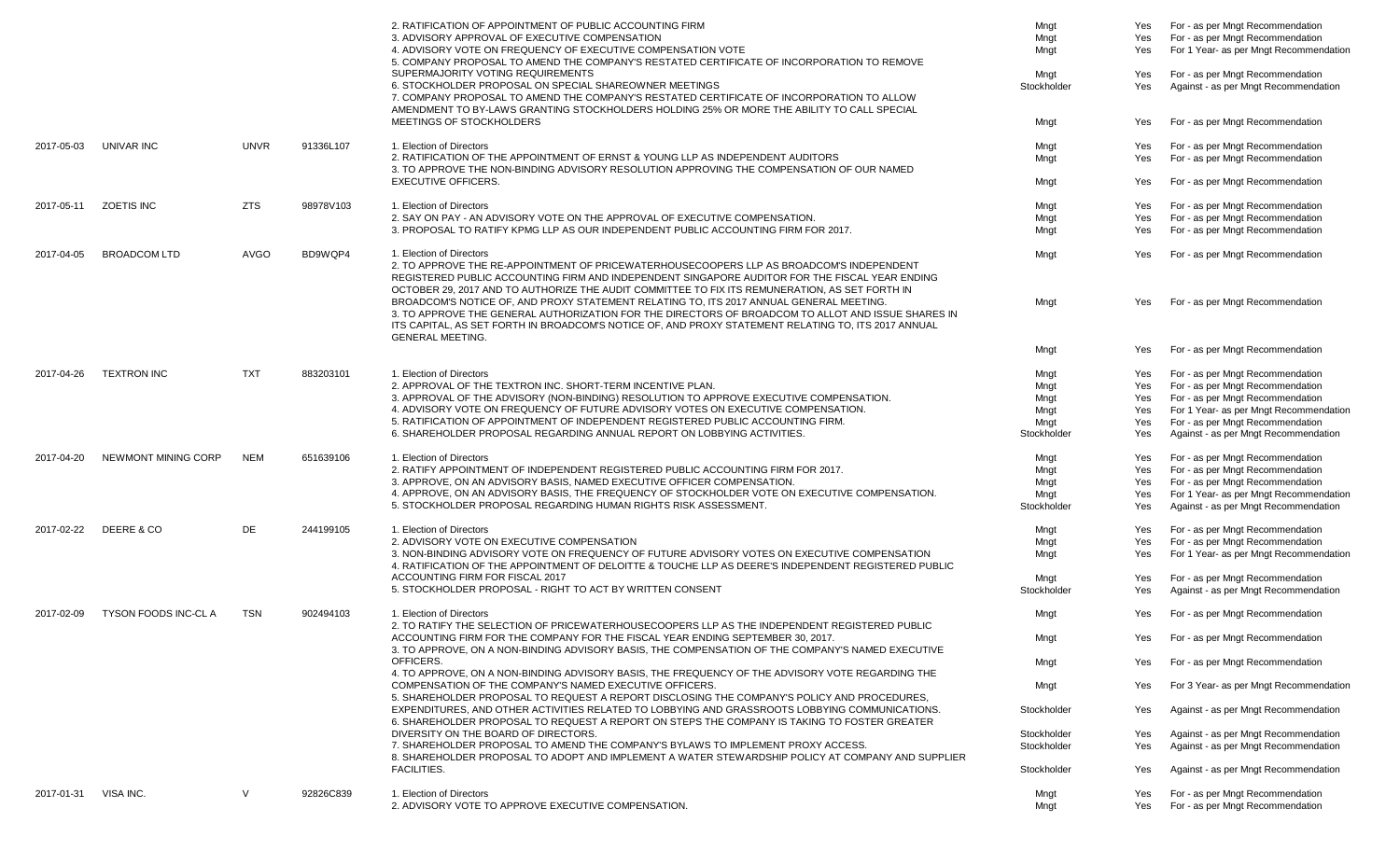| | | | | | | | |
|---|---|---|---|---|---|---|---|
| | | | | 2. RATIFICATION OF APPOINTMENT OF PUBLIC ACCOUNTING FIRM | Mngt | Yes | For - as per Mngt Recommendation |
| | | | | 3. ADVISORY APPROVAL OF EXECUTIVE COMPENSATION | Mngt | Yes | For - as per Mngt Recommendation |
| | | | | 4. ADVISORY VOTE ON FREQUENCY OF EXECUTIVE COMPENSATION VOTE | Mngt | Yes | For 1 Year- as per Mngt Recommendation |
| | | | | 5. COMPANY PROPOSAL TO AMEND THE COMPANY'S RESTATED CERTIFICATE OF INCORPORATION TO REMOVE SUPERMAJORITY VOTING REQUIREMENTS | Mngt | Yes | For - as per Mngt Recommendation |
| | | | | 6. STOCKHOLDER PROPOSAL ON SPECIAL SHAREOWNER MEETINGS | Stockholder | Yes | Against - as per Mngt Recommendation |
| | | | | 7. COMPANY PROPOSAL TO AMEND THE COMPANY'S RESTATED CERTIFICATE OF INCORPORATION TO ALLOW AMENDMENT TO BY-LAWS GRANTING STOCKHOLDERS HOLDING 25% OR MORE THE ABILITY TO CALL SPECIAL MEETINGS OF STOCKHOLDERS | Mngt | Yes | For - as per Mngt Recommendation |
| 2017-05-03 | UNIVAR INC | UNVR | 91336L107 | 1. Election of Directors | Mngt | Yes | For - as per Mngt Recommendation |
| | | | | 2. RATIFICATION OF THE APPOINTMENT OF ERNST & YOUNG LLP AS INDEPENDENT AUDITORS | Mngt | Yes | For - as per Mngt Recommendation |
| | | | | 3. TO APPROVE THE NON-BINDING ADVISORY RESOLUTION APPROVING THE COMPENSATION OF OUR NAMED EXECUTIVE OFFICERS. | Mngt | Yes | For - as per Mngt Recommendation |
| 2017-05-11 | ZOETIS INC | ZTS | 98978V103 | 1. Election of Directors | Mngt | Yes | For - as per Mngt Recommendation |
| | | | | 2. SAY ON PAY - AN ADVISORY VOTE ON THE APPROVAL OF EXECUTIVE COMPENSATION. | Mngt | Yes | For - as per Mngt Recommendation |
| | | | | 3. PROPOSAL TO RATIFY KPMG LLP AS OUR INDEPENDENT PUBLIC ACCOUNTING FIRM FOR 2017. | Mngt | Yes | For - as per Mngt Recommendation |
| 2017-04-05 | BROADCOM LTD | AVGO | BD9WQP4 | 1. Election of Directors | Mngt | Yes | For - as per Mngt Recommendation |
| | | | | 2. TO APPROVE THE RE-APPOINTMENT OF PRICEWATERHOUSECOOPERS LLP AS BROADCOM'S INDEPENDENT REGISTERED PUBLIC ACCOUNTING FIRM AND INDEPENDENT SINGAPORE AUDITOR FOR THE FISCAL YEAR ENDING OCTOBER 29, 2017 AND TO AUTHORIZE THE AUDIT COMMITTEE TO FIX ITS REMUNERATION, AS SET FORTH IN BROADCOM'S NOTICE OF, AND PROXY STATEMENT RELATING TO, ITS 2017 ANNUAL GENERAL MEETING. | Mngt | Yes | For - as per Mngt Recommendation |
| | | | | 3. TO APPROVE THE GENERAL AUTHORIZATION FOR THE DIRECTORS OF BROADCOM TO ALLOT AND ISSUE SHARES IN ITS CAPITAL, AS SET FORTH IN BROADCOM'S NOTICE OF, AND PROXY STATEMENT RELATING TO, ITS 2017 ANNUAL GENERAL MEETING. | Mngt | Yes | For - as per Mngt Recommendation |
| 2017-04-26 | TEXTRON INC | TXT | 883203101 | 1. Election of Directors | Mngt | Yes | For - as per Mngt Recommendation |
| | | | | 2. APPROVAL OF THE TEXTRON INC. SHORT-TERM INCENTIVE PLAN. | Mngt | Yes | For - as per Mngt Recommendation |
| | | | | 3. APPROVAL OF THE ADVISORY (NON-BINDING) RESOLUTION TO APPROVE EXECUTIVE COMPENSATION. | Mngt | Yes | For - as per Mngt Recommendation |
| | | | | 4. ADVISORY VOTE ON FREQUENCY OF FUTURE ADVISORY VOTES ON EXECUTIVE COMPENSATION. | Mngt | Yes | For 1 Year- as per Mngt Recommendation |
| | | | | 5. RATIFICATION OF APPOINTMENT OF INDEPENDENT REGISTERED PUBLIC ACCOUNTING FIRM. | Mngt | Yes | For - as per Mngt Recommendation |
| | | | | 6. SHAREHOLDER PROPOSAL REGARDING ANNUAL REPORT ON LOBBYING ACTIVITIES. | Stockholder | Yes | Against - as per Mngt Recommendation |
| 2017-04-20 | NEWMONT MINING CORP | NEM | 651639106 | 1. Election of Directors | Mngt | Yes | For - as per Mngt Recommendation |
| | | | | 2. RATIFY APPOINTMENT OF INDEPENDENT REGISTERED PUBLIC ACCOUNTING FIRM FOR 2017. | Mngt | Yes | For - as per Mngt Recommendation |
| | | | | 3. APPROVE, ON AN ADVISORY BASIS, NAMED EXECUTIVE OFFICER COMPENSATION. | Mngt | Yes | For - as per Mngt Recommendation |
| | | | | 4. APPROVE, ON AN ADVISORY BASIS, THE FREQUENCY OF STOCKHOLDER VOTE ON EXECUTIVE COMPENSATION. | Mngt | Yes | For 1 Year- as per Mngt Recommendation |
| | | | | 5. STOCKHOLDER PROPOSAL REGARDING HUMAN RIGHTS RISK ASSESSMENT. | Stockholder | Yes | Against - as per Mngt Recommendation |
| 2017-02-22 | DEERE & CO | DE | 244199105 | 1. Election of Directors | Mngt | Yes | For - as per Mngt Recommendation |
| | | | | 2. ADVISORY VOTE ON EXECUTIVE COMPENSATION | Mngt | Yes | For - as per Mngt Recommendation |
| | | | | 3. NON-BINDING ADVISORY VOTE ON FREQUENCY OF FUTURE ADVISORY VOTES ON EXECUTIVE COMPENSATION | Mngt | Yes | For 1 Year- as per Mngt Recommendation |
| | | | | 4. RATIFICATION OF THE APPOINTMENT OF DELOITTE & TOUCHE LLP AS DEERE'S INDEPENDENT REGISTERED PUBLIC ACCOUNTING FIRM FOR FISCAL 2017 | Mngt | Yes | For - as per Mngt Recommendation |
| | | | | 5. STOCKHOLDER PROPOSAL - RIGHT TO ACT BY WRITTEN CONSENT | Stockholder | Yes | Against - as per Mngt Recommendation |
| 2017-02-09 | TYSON FOODS INC-CL A | TSN | 902494103 | 1. Election of Directors | Mngt | Yes | For - as per Mngt Recommendation |
| | | | | 2. TO RATIFY THE SELECTION OF PRICEWATERHOUSECOOPERS LLP AS THE INDEPENDENT REGISTERED PUBLIC ACCOUNTING FIRM FOR THE COMPANY FOR THE FISCAL YEAR ENDING SEPTEMBER 30, 2017. | Mngt | Yes | For - as per Mngt Recommendation |
| | | | | 3. TO APPROVE, ON A NON-BINDING ADVISORY BASIS, THE COMPENSATION OF THE COMPANY'S NAMED EXECUTIVE OFFICERS. | Mngt | Yes | For - as per Mngt Recommendation |
| | | | | 4. TO APPROVE, ON A NON-BINDING ADVISORY BASIS, THE FREQUENCY OF THE ADVISORY VOTE REGARDING THE COMPENSATION OF THE COMPANY'S NAMED EXECUTIVE OFFICERS. | Mngt | Yes | For 3 Year- as per Mngt Recommendation |
| | | | | 5. SHAREHOLDER PROPOSAL TO REQUEST A REPORT DISCLOSING THE COMPANY'S POLICY AND PROCEDURES, EXPENDITURES, AND OTHER ACTIVITIES RELATED TO LOBBYING AND GRASSROOTS LOBBYING COMMUNICATIONS. | Stockholder | Yes | Against - as per Mngt Recommendation |
| | | | | 6. SHAREHOLDER PROPOSAL TO REQUEST A REPORT ON STEPS THE COMPANY IS TAKING TO FOSTER GREATER DIVERSITY ON THE BOARD OF DIRECTORS. | Stockholder | Yes | Against - as per Mngt Recommendation |
| | | | | 7. SHAREHOLDER PROPOSAL TO AMEND THE COMPANY'S BYLAWS TO IMPLEMENT PROXY ACCESS. | Stockholder | Yes | Against - as per Mngt Recommendation |
| | | | | 8. SHAREHOLDER PROPOSAL TO ADOPT AND IMPLEMENT A WATER STEWARDSHIP POLICY AT COMPANY AND SUPPLIER FACILITIES. | Stockholder | Yes | Against - as per Mngt Recommendation |
| 2017-01-31 | VISA INC. | V | 92826C839 | 1. Election of Directors | Mngt | Yes | For - as per Mngt Recommendation |
| | | | | 2. ADVISORY VOTE TO APPROVE EXECUTIVE COMPENSATION. | Mngt | Yes | For - as per Mngt Recommendation |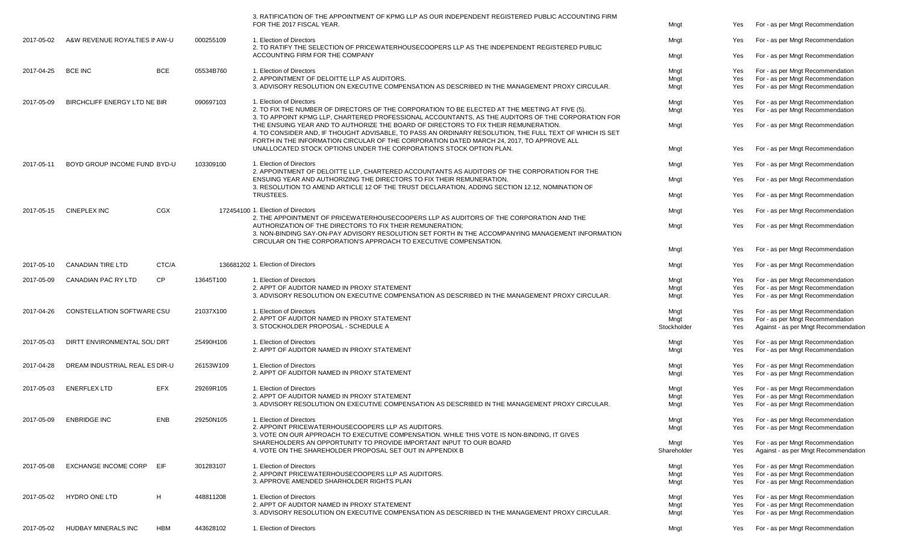| | | | | | | | |
|---|---|---|---|---|---|---|---|
| | | | | 3. RATIFICATION OF THE APPOINTMENT OF KPMG LLP AS OUR INDEPENDENT REGISTERED PUBLIC ACCOUNTING FIRM FOR THE 2017 FISCAL YEAR. | Mngt | Yes | For - as per Mngt Recommendation |
| 2017-05-02 | A&W REVENUE ROYALTIES IN | AW-U | 000255109 | 1. Election of Directors | Mngt | Yes | For - as per Mngt Recommendation |
| | | | | 2. TO RATIFY THE SELECTION OF PRICEWATERHOUSECOOPERS LLP AS THE INDEPENDENT REGISTERED PUBLIC ACCOUNTING FIRM FOR THE COMPANY | Mngt | Yes | For - as per Mngt Recommendation |
| 2017-04-25 | BCE INC | BCE | 05534B760 | 1. Election of Directors | Mngt | Yes | For - as per Mngt Recommendation |
| | | | | 2. APPOINTMENT OF DELOITTE LLP AS AUDITORS. | Mngt | Yes | For - as per Mngt Recommendation |
| | | | | 3. ADVISORY RESOLUTION ON EXECUTIVE COMPENSATION AS DESCRIBED IN THE MANAGEMENT PROXY CIRCULAR. | Mngt | Yes | For - as per Mngt Recommendation |
| 2017-05-09 | BIRCHCLIFF ENERGY LTD NE | BIR | 090697103 | 1. Election of Directors | Mngt | Yes | For - as per Mngt Recommendation |
| | | | | 2. TO FIX THE NUMBER OF DIRECTORS OF THE CORPORATION TO BE ELECTED AT THE MEETING AT FIVE (5). | Mngt | Yes | For - as per Mngt Recommendation |
| | | | | 3. TO APPOINT KPMG LLP, CHARTERED PROFESSIONAL ACCOUNTANTS, AS THE AUDITORS OF THE CORPORATION FOR THE ENSUING YEAR AND TO AUTHORIZE THE BOARD OF DIRECTORS TO FIX THEIR REMUNERATION. | Mngt | Yes | For - as per Mngt Recommendation |
| | | | | 4. TO CONSIDER AND, IF THOUGHT ADVISABLE, TO PASS AN ORDINARY RESOLUTION, THE FULL TEXT OF WHICH IS SET FORTH IN THE INFORMATION CIRCULAR OF THE CORPORATION DATED MARCH 24, 2017, TO APPROVE ALL UNALLOCATED STOCK OPTIONS UNDER THE CORPORATION'S STOCK OPTION PLAN. | Mngt | Yes | For - as per Mngt Recommendation |
| 2017-05-11 | BOYD GROUP INCOME FUND | BYD-U | 103309100 | 1. Election of Directors | Mngt | Yes | For - as per Mngt Recommendation |
| | | | | 2. APPOINTMENT OF DELOITTE LLP, CHARTERED ACCOUNTANTS AS AUDITORS OF THE CORPORATION FOR THE ENSUING YEAR AND AUTHORIZING THE DIRECTORS TO FIX THEIR REMUNERATION. | Mngt | Yes | For - as per Mngt Recommendation |
| | | | | 3. RESOLUTION TO AMEND ARTICLE 12 OF THE TRUST DECLARATION, ADDING SECTION 12.12, NOMINATION OF TRUSTEES. | Mngt | Yes | For - as per Mngt Recommendation |
| 2017-05-15 | CINEPLEX INC | CGX | 172454100 | 1. Election of Directors | Mngt | Yes | For - as per Mngt Recommendation |
| | | | | 2. THE APPOINTMENT OF PRICEWATERHOUSECOOPERS LLP AS AUDITORS OF THE CORPORATION AND THE AUTHORIZATION OF THE DIRECTORS TO FIX THEIR REMUNERATION; | Mngt | Yes | For - as per Mngt Recommendation |
| | | | | 3. NON-BINDING SAY-ON-PAY ADVISORY RESOLUTION SET FORTH IN THE ACCOMPANYING MANAGEMENT INFORMATION CIRCULAR ON THE CORPORATION'S APPROACH TO EXECUTIVE COMPENSATION. | Mngt | Yes | For - as per Mngt Recommendation |
| 2017-05-10 | CANADIAN TIRE LTD | CTC/A | 136681202 | 1. Election of Directors | Mngt | Yes | For - as per Mngt Recommendation |
| 2017-05-09 | CANADIAN PAC RY LTD | CP | 13645T100 | 1. Election of Directors | Mngt | Yes | For - as per Mngt Recommendation |
| | | | | 2. APPT OF AUDITOR NAMED IN PROXY STATEMENT | Mngt | Yes | For - as per Mngt Recommendation |
| | | | | 3. ADVISORY RESOLUTION ON EXECUTIVE COMPENSATION AS DESCRIBED IN THE MANAGEMENT PROXY CIRCULAR. | Mngt | Yes | For - as per Mngt Recommendation |
| 2017-04-26 | CONSTELLATION SOFTWARE | CSU | 21037X100 | 1. Election of Directors | Mngt | Yes | For - as per Mngt Recommendation |
| | | | | 2. APPT OF AUDITOR NAMED IN PROXY STATEMENT | Mngt | Yes | For - as per Mngt Recommendation |
| | | | | 3. STOCKHOLDER PROPOSAL - SCHEDULE A | Stockholder | Yes | Against - as per Mngt Recommendation |
| 2017-05-03 | DIRTT ENVIRONMENTAL SOLI | DRT | 25490H106 | 1. Election of Directors | Mngt | Yes | For - as per Mngt Recommendation |
| | | | | 2. APPT OF AUDITOR NAMED IN PROXY STATEMENT | Mngt | Yes | For - as per Mngt Recommendation |
| 2017-04-28 | DREAM INDUSTRIAL REAL ES | DIR-U | 26153W109 | 1. Election of Directors | Mngt | Yes | For - as per Mngt Recommendation |
| | | | | 2. APPT OF AUDITOR NAMED IN PROXY STATEMENT | Mngt | Yes | For - as per Mngt Recommendation |
| 2017-05-03 | ENERFLEX LTD | EFX | 29269R105 | 1. Election of Directors | Mngt | Yes | For - as per Mngt Recommendation |
| | | | | 2. APPT OF AUDITOR NAMED IN PROXY STATEMENT | Mngt | Yes | For - as per Mngt Recommendation |
| | | | | 3. ADVISORY RESOLUTION ON EXECUTIVE COMPENSATION AS DESCRIBED IN THE MANAGEMENT PROXY CIRCULAR. | Mngt | Yes | For - as per Mngt Recommendation |
| 2017-05-09 | ENBRIDGE INC | ENB | 29250N105 | 1. Election of Directors | Mngt | Yes | For - as per Mngt Recommendation |
| | | | | 2. APPOINT PRICEWATERHOUSECOOPERS LLP AS AUDITORS. | Mngt | Yes | For - as per Mngt Recommendation |
| | | | | 3. VOTE ON OUR APPROACH TO EXECUTIVE COMPENSATION. WHILE THIS VOTE IS NON-BINDING, IT GIVES SHAREHOLDERS AN OPPORTUNITY TO PROVIDE IMPORTANT INPUT TO OUR BOARD | Mngt | Yes | For - as per Mngt Recommendation |
| | | | | 4. VOTE ON THE SHAREHOLDER PROPOSAL SET OUT IN APPENDIX B | Shareholder | Yes | Against - as per Mngt Recommendation |
| 2017-05-08 | EXCHANGE INCOME CORP | EIF | 301283107 | 1. Election of Directors | Mngt | Yes | For - as per Mngt Recommendation |
| | | | | 2. APPOINT PRICEWATERHOUSECOOPERS LLP AS AUDITORS. | Mngt | Yes | For - as per Mngt Recommendation |
| | | | | 3. APPROVE AMENDED SHARHOLDER RIGHTS PLAN | Mngt | Yes | For - as per Mngt Recommendation |
| 2017-05-02 | HYDRO ONE LTD | H | 448811208 | 1. Election of Directors | Mngt | Yes | For - as per Mngt Recommendation |
| | | | | 2. APPT OF AUDITOR NAMED IN PROXY STATEMENT | Mngt | Yes | For - as per Mngt Recommendation |
| | | | | 3. ADVISORY RESOLUTION ON EXECUTIVE COMPENSATION AS DESCRIBED IN THE MANAGEMENT PROXY CIRCULAR. | Mngt | Yes | For - as per Mngt Recommendation |
| 2017-05-02 | HUDBAY MINERALS INC | HBM | 443628102 | 1. Election of Directors | Mngt | Yes | For - as per Mngt Recommendation |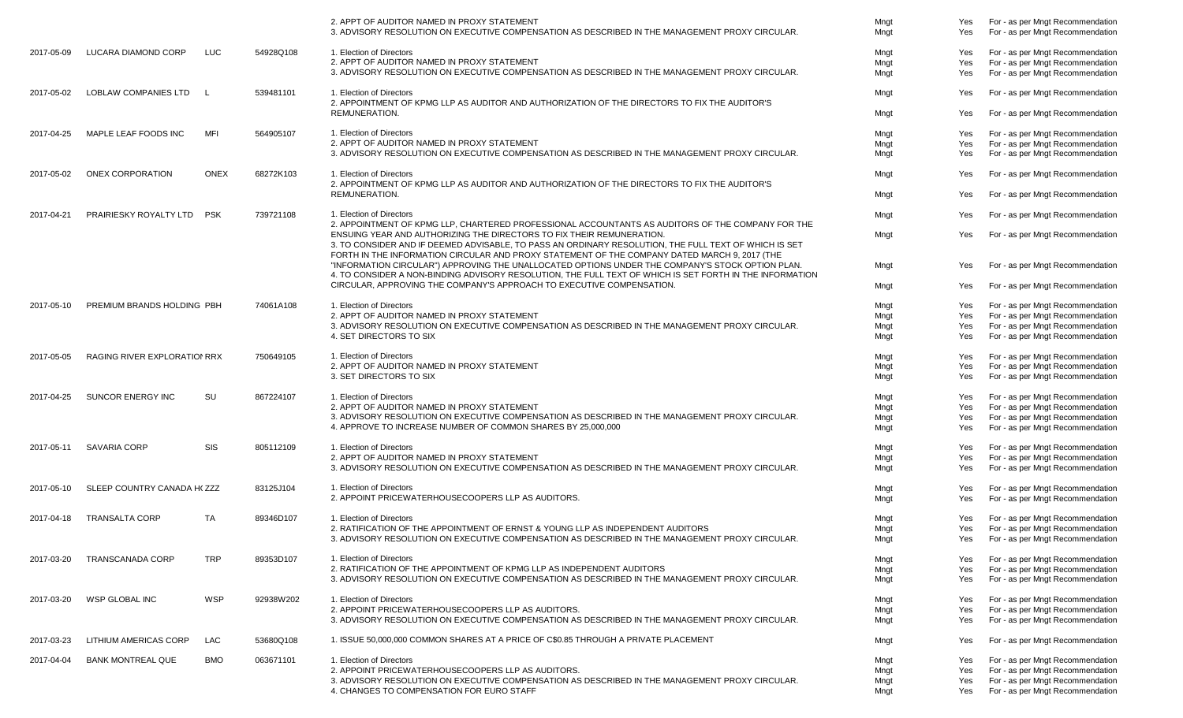| Date | Company | Ticker | CUSIP | Proposal | Proposed By | Voted | Vote |
|---|---|---|---|---|---|---|---|
| | | | | 2. APPT OF AUDITOR NAMED IN PROXY STATEMENT | Mngt | Yes | For - as per Mngt Recommendation |
| | | | | 3. ADVISORY RESOLUTION ON EXECUTIVE COMPENSATION AS DESCRIBED IN THE MANAGEMENT PROXY CIRCULAR. | Mngt | Yes | For - as per Mngt Recommendation |
| 2017-05-09 | LUCARA DIAMOND CORP | LUC | 54928Q108 | 1. Election of Directors | Mngt | Yes | For - as per Mngt Recommendation |
| | | | | 2. APPT OF AUDITOR NAMED IN PROXY STATEMENT | Mngt | Yes | For - as per Mngt Recommendation |
| | | | | 3. ADVISORY RESOLUTION ON EXECUTIVE COMPENSATION AS DESCRIBED IN THE MANAGEMENT PROXY CIRCULAR. | Mngt | Yes | For - as per Mngt Recommendation |
| 2017-05-02 | LOBLAW COMPANIES LTD | L | 539481101 | 1. Election of Directors | Mngt | Yes | For - as per Mngt Recommendation |
| | | | | 2. APPOINTMENT OF KPMG LLP AS AUDITOR AND AUTHORIZATION OF THE DIRECTORS TO FIX THE AUDITOR'S REMUNERATION. | Mngt | Yes | For - as per Mngt Recommendation |
| 2017-04-25 | MAPLE LEAF FOODS INC | MFI | 564905107 | 1. Election of Directors | Mngt | Yes | For - as per Mngt Recommendation |
| | | | | 2. APPT OF AUDITOR NAMED IN PROXY STATEMENT | Mngt | Yes | For - as per Mngt Recommendation |
| | | | | 3. ADVISORY RESOLUTION ON EXECUTIVE COMPENSATION AS DESCRIBED IN THE MANAGEMENT PROXY CIRCULAR. | Mngt | Yes | For - as per Mngt Recommendation |
| 2017-05-02 | ONEX CORPORATION | ONEX | 68272K103 | 1. Election of Directors | Mngt | Yes | For - as per Mngt Recommendation |
| | | | | 2. APPOINTMENT OF KPMG LLP AS AUDITOR AND AUTHORIZATION OF THE DIRECTORS TO FIX THE AUDITOR'S REMUNERATION. | Mngt | Yes | For - as per Mngt Recommendation |
| 2017-04-21 | PRAIRIESKY ROYALTY LTD | PSK | 739721108 | 1. Election of Directors | Mngt | Yes | For - as per Mngt Recommendation |
| | | | | 2. APPOINTMENT OF KPMG LLP, CHARTERED PROFESSIONAL ACCOUNTANTS AS AUDITORS OF THE COMPANY FOR THE ENSUING YEAR AND AUTHORIZING THE DIRECTORS TO FIX THEIR REMUNERATION. | Mngt | Yes | For - as per Mngt Recommendation |
| | | | | 3. TO CONSIDER AND IF DEEMED ADVISABLE, TO PASS AN ORDINARY RESOLUTION, THE FULL TEXT OF WHICH IS SET FORTH IN THE INFORMATION CIRCULAR AND PROXY STATEMENT OF THE COMPANY DATED MARCH 9, 2017 (THE "INFORMATION CIRCULAR") APPROVING THE UNALLOCATED OPTIONS UNDER THE COMPANY'S STOCK OPTION PLAN. | Mngt | Yes | For - as per Mngt Recommendation |
| | | | | 4. TO CONSIDER A NON-BINDING ADVISORY RESOLUTION, THE FULL TEXT OF WHICH IS SET FORTH IN THE INFORMATION CIRCULAR, APPROVING THE COMPANY'S APPROACH TO EXECUTIVE COMPENSATION. | Mngt | Yes | For - as per Mngt Recommendation |
| 2017-05-10 | PREMIUM BRANDS HOLDING | PBH | 74061A108 | 1. Election of Directors | Mngt | Yes | For - as per Mngt Recommendation |
| | | | | 2. APPT OF AUDITOR NAMED IN PROXY STATEMENT | Mngt | Yes | For - as per Mngt Recommendation |
| | | | | 3. ADVISORY RESOLUTION ON EXECUTIVE COMPENSATION AS DESCRIBED IN THE MANAGEMENT PROXY CIRCULAR. | Mngt | Yes | For - as per Mngt Recommendation |
| | | | | 4. SET DIRECTORS TO SIX | Mngt | Yes | For - as per Mngt Recommendation |
| 2017-05-05 | RAGING RIVER EXPLORATIO | RRX | 750649105 | 1. Election of Directors | Mngt | Yes | For - as per Mngt Recommendation |
| | | | | 2. APPT OF AUDITOR NAMED IN PROXY STATEMENT | Mngt | Yes | For - as per Mngt Recommendation |
| | | | | 3. SET DIRECTORS TO SIX | Mngt | Yes | For - as per Mngt Recommendation |
| 2017-04-25 | SUNCOR ENERGY INC | SU | 867224107 | 1. Election of Directors | Mngt | Yes | For - as per Mngt Recommendation |
| | | | | 2. APPT OF AUDITOR NAMED IN PROXY STATEMENT | Mngt | Yes | For - as per Mngt Recommendation |
| | | | | 3. ADVISORY RESOLUTION ON EXECUTIVE COMPENSATION AS DESCRIBED IN THE MANAGEMENT PROXY CIRCULAR. | Mngt | Yes | For - as per Mngt Recommendation |
| | | | | 4. APPROVE TO INCREASE NUMBER OF COMMON SHARES BY 25,000,000 | Mngt | Yes | For - as per Mngt Recommendation |
| 2017-05-11 | SAVARIA CORP | SIS | 805112109 | 1. Election of Directors | Mngt | Yes | For - as per Mngt Recommendation |
| | | | | 2. APPT OF AUDITOR NAMED IN PROXY STATEMENT | Mngt | Yes | For - as per Mngt Recommendation |
| | | | | 3. ADVISORY RESOLUTION ON EXECUTIVE COMPENSATION AS DESCRIBED IN THE MANAGEMENT PROXY CIRCULAR. | Mngt | Yes | For - as per Mngt Recommendation |
| 2017-05-10 | SLEEP COUNTRY CANADA H( | ZZZ | 83125J104 | 1. Election of Directors | Mngt | Yes | For - as per Mngt Recommendation |
| | | | | 2. APPOINT PRICEWATERHOUSECOOPERS LLP AS AUDITORS. | Mngt | Yes | For - as per Mngt Recommendation |
| 2017-04-18 | TRANSALTA CORP | TA | 89346D107 | 1. Election of Directors | Mngt | Yes | For - as per Mngt Recommendation |
| | | | | 2. RATIFICATION OF THE APPOINTMENT OF ERNST & YOUNG LLP AS INDEPENDENT AUDITORS | Mngt | Yes | For - as per Mngt Recommendation |
| | | | | 3. ADVISORY RESOLUTION ON EXECUTIVE COMPENSATION AS DESCRIBED IN THE MANAGEMENT PROXY CIRCULAR. | Mngt | Yes | For - as per Mngt Recommendation |
| 2017-03-20 | TRANSCANADA CORP | TRP | 89353D107 | 1. Election of Directors | Mngt | Yes | For - as per Mngt Recommendation |
| | | | | 2. RATIFICATION OF THE APPOINTMENT OF KPMG LLP AS INDEPENDENT AUDITORS | Mngt | Yes | For - as per Mngt Recommendation |
| | | | | 3. ADVISORY RESOLUTION ON EXECUTIVE COMPENSATION AS DESCRIBED IN THE MANAGEMENT PROXY CIRCULAR. | Mngt | Yes | For - as per Mngt Recommendation |
| 2017-03-20 | WSP GLOBAL INC | WSP | 92938W202 | 1. Election of Directors | Mngt | Yes | For - as per Mngt Recommendation |
| | | | | 2. APPOINT PRICEWATERHOUSECOOPERS LLP AS AUDITORS. | Mngt | Yes | For - as per Mngt Recommendation |
| | | | | 3. ADVISORY RESOLUTION ON EXECUTIVE COMPENSATION AS DESCRIBED IN THE MANAGEMENT PROXY CIRCULAR. | Mngt | Yes | For - as per Mngt Recommendation |
| 2017-03-23 | LITHIUM AMERICAS CORP | LAC | 53680Q108 | 1. ISSUE 50,000,000 COMMON SHARES AT A PRICE OF C$0.85 THROUGH A PRIVATE PLACEMENT | Mngt | Yes | For - as per Mngt Recommendation |
| 2017-04-04 | BANK MONTREAL QUE | BMO | 063671101 | 1. Election of Directors | Mngt | Yes | For - as per Mngt Recommendation |
| | | | | 2. APPOINT PRICEWATERHOUSECOOPERS LLP AS AUDITORS. | Mngt | Yes | For - as per Mngt Recommendation |
| | | | | 3. ADVISORY RESOLUTION ON EXECUTIVE COMPENSATION AS DESCRIBED IN THE MANAGEMENT PROXY CIRCULAR. | Mngt | Yes | For - as per Mngt Recommendation |
| | | | | 4. CHANGES TO COMPENSATION FOR EURO STAFF | Mngt | Yes | For - as per Mngt Recommendation |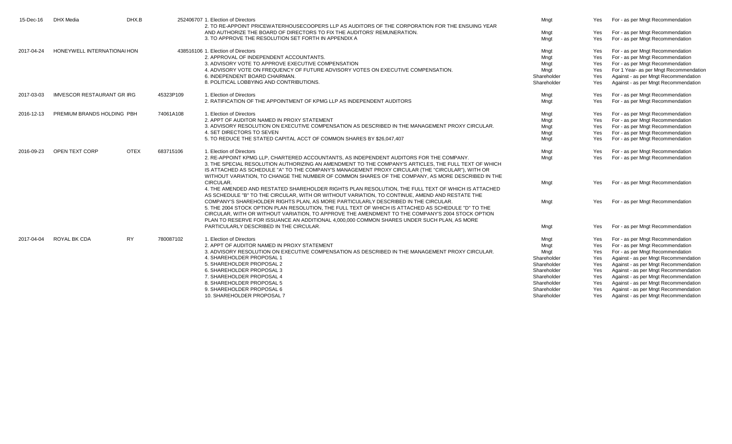| | | | | | | | |
|---|---|---|---|---|---|---|---|
| 15-Dec-16 | DHX Media | DHX.B | 252406707 | 1. Election of Directors | Mngt | Yes | For - as per Mngt Recommendation |
| | | | | 2. TO RE-APPOINT PRICEWATERHOUSECOOPERS LLP AS AUDITORS OF THE CORPORATION FOR THE ENSUING YEAR AND AUTHORIZE THE BOARD OF DIRECTORS TO FIX THE AUDITORS' REMUNERATION. | Mngt | Yes | For - as per Mngt Recommendation |
| | | | | 3. TO APPROVE THE RESOLUTION SET FORTH IN APPENDIX A | Mngt | Yes | For - as per Mngt Recommendation |
| 2017-04-24 | HONEYWELL INTERNATIONAL | HON | 438516106 | 1. Election of Directors | Mngt | Yes | For - as per Mngt Recommendation |
| | | | | 2. APPROVAL OF INDEPENDENT ACCOUNTANTS. | Mngt | Yes | For - as per Mngt Recommendation |
| | | | | 3. ADVISORY VOTE TO APPROVE EXECUTIVE COMPENSATION | Mngt | Yes | For - as per Mngt Recommendation |
| | | | | 4. ADVISORY VOTE ON FREQUENCY OF FUTURE ADVISORY VOTES ON EXECUTIVE COMPENSATION. | Mngt | Yes | For 1 Year- as per Mngt Recommendation |
| | | | | 6. INDEPENDENT BOARD CHAIRMAN. | Shareholder | Yes | Against - as per Mngt Recommendation |
| | | | | 8. POLITICAL LOBBYING AND CONTRIBUTIONS. | Shareholder | Yes | Against - as per Mngt Recommendation |
| 2017-03-03 | IMVESCOR RESTAURANT GR | IRG | 45323P109 | 1. Election of Directors | Mngt | Yes | For - as per Mngt Recommendation |
| | | | | 2. RATIFICATION OF THE APPOINTMENT OF KPMG LLP AS INDEPENDENT AUDITORS | Mngt | Yes | For - as per Mngt Recommendation |
| 2016-12-13 | PREMIUM BRANDS HOLDING | PBH | 74061A108 | 1. Election of Directors | Mngt | Yes | For - as per Mngt Recommendation |
| | | | | 2. APPT OF AUDITOR NAMED IN PROXY STATEMENT | Mngt | Yes | For - as per Mngt Recommendation |
| | | | | 3. ADVISORY RESOLUTION ON EXECUTIVE COMPENSATION AS DESCRIBED IN THE MANAGEMENT PROXY CIRCULAR. | Mngt | Yes | For - as per Mngt Recommendation |
| | | | | 4. SET DIRECTORS TO SEVEN | Mngt | Yes | For - as per Mngt Recommendation |
| | | | | 5. TO REDUCE THE STATED CAPITAL ACCT OF COMMON SHARES BY $26,047,407 | Mngt | Yes | For - as per Mngt Recommendation |
| 2016-09-23 | OPEN TEXT CORP | OTEX | 683715106 | 1. Election of Directors | Mngt | Yes | For - as per Mngt Recommendation |
| | | | | 2. RE-APPOINT KPMG LLP, CHARTERED ACCOUNTANTS, AS INDEPENDENT AUDITORS FOR THE COMPANY. | Mngt | Yes | For - as per Mngt Recommendation |
| | | | | 3. THE SPECIAL RESOLUTION AUTHORIZING AN AMENDMENT TO THE COMPANY'S ARTICLES, THE FULL TEXT OF WHICH IS ATTACHED AS SCHEDULE "A" TO THE COMPANY'S MANAGEMENT PROXY CIRCULAR (THE "CIRCULAR"), WITH OR WITHOUT VARIATION, TO CHANGE THE NUMBER OF COMMON SHARES OF THE COMPANY, AS MORE DESCRIBED IN THE CIRCULAR. | Mngt | Yes | For - as per Mngt Recommendation |
| | | | | 4. THE AMENDED AND RESTATED SHAREHOLDER RIGHTS PLAN RESOLUTION, THE FULL TEXT OF WHICH IS ATTACHED AS SCHEDULE "B" TO THE CIRCULAR, WITH OR WITHOUT VARIATION, TO CONTINUE, AMEND AND RESTATE THE COMPANY'S SHAREHOLDER RIGHTS PLAN, AS MORE PARTICULARLY DESCRIBED IN THE CIRCULAR. | Mngt | Yes | For - as per Mngt Recommendation |
| | | | | 5. THE 2004 STOCK OPTION PLAN RESOLUTION, THE FULL TEXT OF WHICH IS ATTACHED AS SCHEDULE "D" TO THE CIRCULAR, WITH OR WITHOUT VARIATION, TO APPROVE THE AMENDMENT TO THE COMPANY'S 2004 STOCK OPTION PLAN TO RESERVE FOR ISSUANCE AN ADDITIONAL 4,000,000 COMMON SHARES UNDER SUCH PLAN, AS MORE PARTICULARLY DESCRIBED IN THE CIRCULAR. | Mngt | Yes | For - as per Mngt Recommendation |
| 2017-04-04 | ROYAL BK CDA | RY | 780087102 | 1. Election of Directors | Mngt | Yes | For - as per Mngt Recommendation |
| | | | | 2. APPT OF AUDITOR NAMED IN PROXY STATEMENT | Mngt | Yes | For - as per Mngt Recommendation |
| | | | | 3. ADVISORY RESOLUTION ON EXECUTIVE COMPENSATION AS DESCRIBED IN THE MANAGEMENT PROXY CIRCULAR. | Mngt | Yes | For - as per Mngt Recommendation |
| | | | | 4. SHAREHOLDER PROPOSAL 1 | Shareholder | Yes | Against - as per Mngt Recommendation |
| | | | | 5. SHAREHOLDER PROPOSAL 2 | Shareholder | Yes | Against - as per Mngt Recommendation |
| | | | | 6. SHAREHOLDER PROPOSAL 3 | Shareholder | Yes | Against - as per Mngt Recommendation |
| | | | | 7. SHAREHOLDER PROPOSAL 4 | Shareholder | Yes | Against - as per Mngt Recommendation |
| | | | | 8. SHAREHOLDER PROPOSAL 5 | Shareholder | Yes | Against - as per Mngt Recommendation |
| | | | | 9. SHAREHOLDER PROPOSAL 6 | Shareholder | Yes | Against - as per Mngt Recommendation |
| | | | | 10. SHAREHOLDER PROPOSAL 7 | Shareholder | Yes | Against - as per Mngt Recommendation |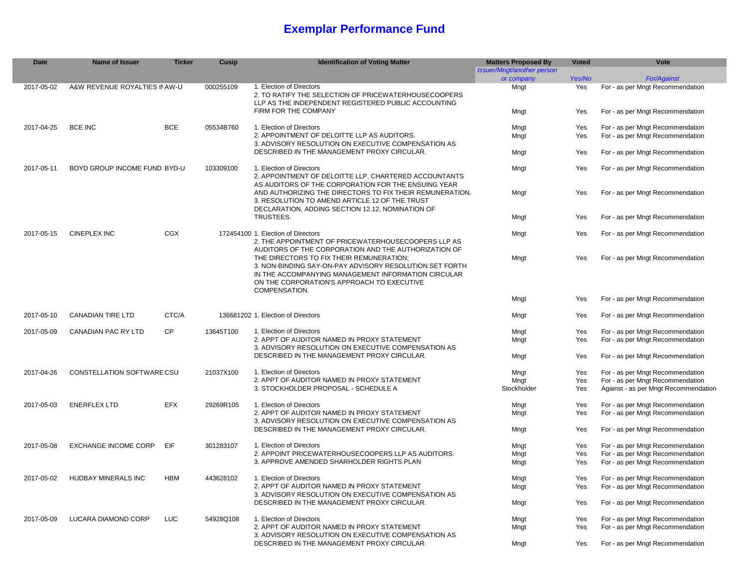# Exemplar Performance Fund

| Date | Name of Issuer | Ticker | Cusip | Identification of Voting Matter | Matters Proposed By | Voted | Vote |
|---|---|---|---|---|---|---|---|
| | | | | | *Issuer/Mngt/another person or company* | *Yes/No* | *For/Against* |
| 2017-05-02 | A&W REVENUE ROYALTIES IN | AW-U | 000255109 | 1. Election of Directors | Mngt | Yes | For - as per Mngt Recommendation |
| | | | | 2. TO RATIFY THE SELECTION OF PRICEWATERHOUSECOOPERS LLP AS THE INDEPENDENT REGISTERED PUBLIC ACCOUNTING FIRM FOR THE COMPANY | Mngt | Yes | For - as per Mngt Recommendation |
| 2017-04-25 | BCE INC | BCE | 05534B760 | 1. Election of Directors | Mngt | Yes | For - as per Mngt Recommendation |
| | | | | 2. APPOINTMENT OF DELOITTE LLP AS AUDITORS. | Mngt | Yes | For - as per Mngt Recommendation |
| | | | | 3. ADVISORY RESOLUTION ON EXECUTIVE COMPENSATION AS DESCRIBED IN THE MANAGEMENT PROXY CIRCULAR. | Mngt | Yes | For - as per Mngt Recommendation |
| 2017-05-11 | BOYD GROUP INCOME FUND | BYD-U | 103309100 | 1. Election of Directors | Mngt | Yes | For - as per Mngt Recommendation |
| | | | | 2. APPOINTMENT OF DELOITTE LLP, CHARTERED ACCOUNTANTS AS AUDITORS OF THE CORPORATION FOR THE ENSUING YEAR AND AUTHORIZING THE DIRECTORS TO FIX THEIR REMUNERATION. | Mngt | Yes | For - as per Mngt Recommendation |
| | | | | 3. RESOLUTION TO AMEND ARTICLE 12 OF THE TRUST DECLARATION, ADDING SECTION 12.12, NOMINATION OF TRUSTEES. | Mngt | Yes | For - as per Mngt Recommendation |
| 2017-05-15 | CINEPLEX INC | CGX | 172454100 | 1. Election of Directors | Mngt | Yes | For - as per Mngt Recommendation |
| | | | | 2. THE APPOINTMENT OF PRICEWATERHOUSECOOPERS LLP AS AUDITORS OF THE CORPORATION AND THE AUTHORIZATION OF THE DIRECTORS TO FIX THEIR REMUNERATION; | Mngt | Yes | For - as per Mngt Recommendation |
| | | | | 3. NON-BINDING SAY-ON-PAY ADVISORY RESOLUTION SET FORTH IN THE ACCOMPANYING MANAGEMENT INFORMATION CIRCULAR ON THE CORPORATION'S APPROACH TO EXECUTIVE COMPENSATION. | Mngt | Yes | For - as per Mngt Recommendation |
| 2017-05-10 | CANADIAN TIRE LTD | CTC/A | 136681202 | 1. Election of Directors | Mngt | Yes | For - as per Mngt Recommendation |
| 2017-05-09 | CANADIAN PAC RY LTD | CP | 13645T100 | 1. Election of Directors | Mngt | Yes | For - as per Mngt Recommendation |
| | | | | 2. APPT OF AUDITOR NAMED IN PROXY STATEMENT | Mngt | Yes | For - as per Mngt Recommendation |
| | | | | 3. ADVISORY RESOLUTION ON EXECUTIVE COMPENSATION AS DESCRIBED IN THE MANAGEMENT PROXY CIRCULAR. | Mngt | Yes | For - as per Mngt Recommendation |
| 2017-04-26 | CONSTELLATION SOFTWARE | CSU | 21037X100 | 1. Election of Directors | Mngt | Yes | For - as per Mngt Recommendation |
| | | | | 2. APPT OF AUDITOR NAMED IN PROXY STATEMENT | Mngt | Yes | For - as per Mngt Recommendation |
| | | | | 3. STOCKHOLDER PROPOSAL - SCHEDULE A | Stockholder | Yes | Against - as per Mngt Recommendation |
| 2017-05-03 | ENERFLEX LTD | EFX | 29269R105 | 1. Election of Directors | Mngt | Yes | For - as per Mngt Recommendation |
| | | | | 2. APPT OF AUDITOR NAMED IN PROXY STATEMENT | Mngt | Yes | For - as per Mngt Recommendation |
| | | | | 3. ADVISORY RESOLUTION ON EXECUTIVE COMPENSATION AS DESCRIBED IN THE MANAGEMENT PROXY CIRCULAR. | Mngt | Yes | For - as per Mngt Recommendation |
| 2017-05-08 | EXCHANGE INCOME CORP | EIF | 301283107 | 1. Election of Directors | Mngt | Yes | For - as per Mngt Recommendation |
| | | | | 2. APPOINT PRICEWATERHOUSECOOPERS LLP AS AUDITORS. | Mngt | Yes | For - as per Mngt Recommendation |
| | | | | 3. APPROVE AMENDED SHARHOLDER RIGHTS PLAN | Mngt | Yes | For - as per Mngt Recommendation |
| 2017-05-02 | HUDBAY MINERALS INC | HBM | 443628102 | 1. Election of Directors | Mngt | Yes | For - as per Mngt Recommendation |
| | | | | 2. APPT OF AUDITOR NAMED IN PROXY STATEMENT | Mngt | Yes | For - as per Mngt Recommendation |
| | | | | 3. ADVISORY RESOLUTION ON EXECUTIVE COMPENSATION AS DESCRIBED IN THE MANAGEMENT PROXY CIRCULAR. | Mngt | Yes | For - as per Mngt Recommendation |
| 2017-05-09 | LUCARA DIAMOND CORP | LUC | 54928Q108 | 1. Election of Directors | Mngt | Yes | For - as per Mngt Recommendation |
| | | | | 2. APPT OF AUDITOR NAMED IN PROXY STATEMENT | Mngt | Yes | For - as per Mngt Recommendation |
| | | | | 3. ADVISORY RESOLUTION ON EXECUTIVE COMPENSATION AS DESCRIBED IN THE MANAGEMENT PROXY CIRCULAR. | Mngt | Yes | For - as per Mngt Recommendation |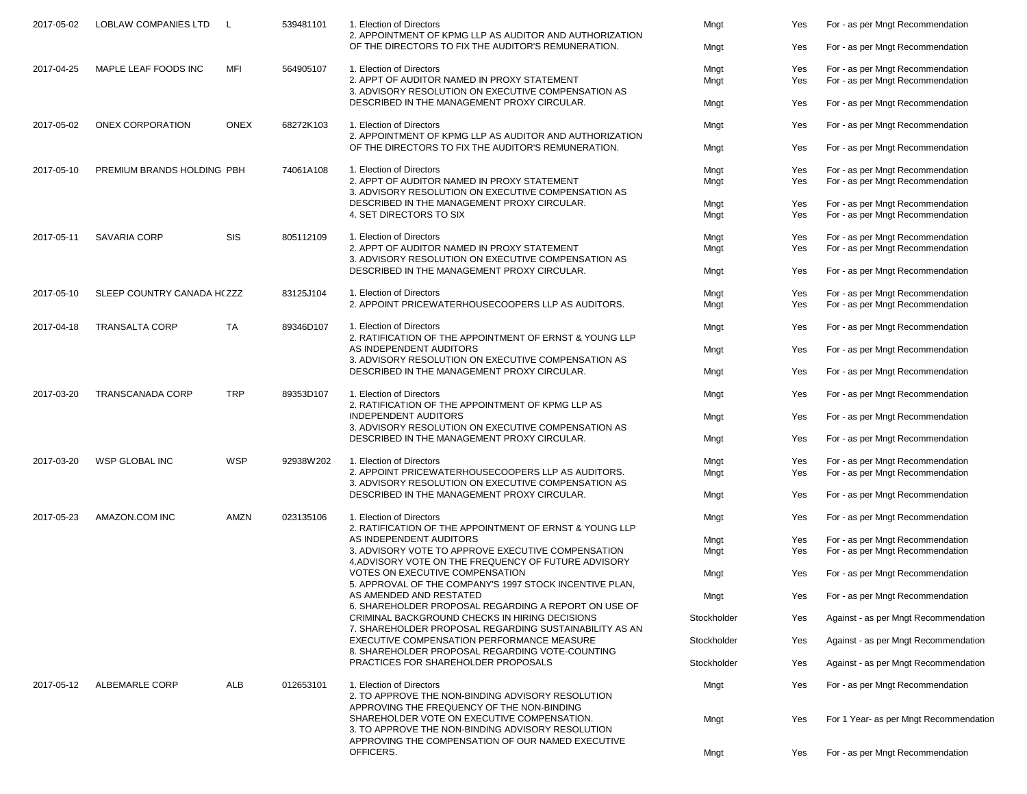| | | | | | | | |
|---|---|---|---|---|---|---|---|
| 2017-05-02 | LOBLAW COMPANIES LTD | L | 539481101 | 1. Election of Directors | Mngt | Yes | For - as per Mngt Recommendation |
| | | | | 2. APPOINTMENT OF KPMG LLP AS AUDITOR AND AUTHORIZATION OF THE DIRECTORS TO FIX THE AUDITOR'S REMUNERATION. | Mngt | Yes | For - as per Mngt Recommendation |
| 2017-04-25 | MAPLE LEAF FOODS INC | MFI | 564905107 | 1. Election of Directors | Mngt | Yes | For - as per Mngt Recommendation |
| | | | | 2. APPT OF AUDITOR NAMED IN PROXY STATEMENT | Mngt | Yes | For - as per Mngt Recommendation |
| | | | | 3. ADVISORY RESOLUTION ON EXECUTIVE COMPENSATION AS DESCRIBED IN THE MANAGEMENT PROXY CIRCULAR. | Mngt | Yes | For - as per Mngt Recommendation |
| 2017-05-02 | ONEX CORPORATION | ONEX | 68272K103 | 1. Election of Directors | Mngt | Yes | For - as per Mngt Recommendation |
| | | | | 2. APPOINTMENT OF KPMG LLP AS AUDITOR AND AUTHORIZATION OF THE DIRECTORS TO FIX THE AUDITOR'S REMUNERATION. | Mngt | Yes | For - as per Mngt Recommendation |
| 2017-05-10 | PREMIUM BRANDS HOLDING | PBH | 74061A108 | 1. Election of Directors | Mngt | Yes | For - as per Mngt Recommendation |
| | | | | 2. APPT OF AUDITOR NAMED IN PROXY STATEMENT | Mngt | Yes | For - as per Mngt Recommendation |
| | | | | 3. ADVISORY RESOLUTION ON EXECUTIVE COMPENSATION AS DESCRIBED IN THE MANAGEMENT PROXY CIRCULAR. | Mngt | Yes | For - as per Mngt Recommendation |
| | | | | 4. SET DIRECTORS TO SIX | Mngt | Yes | For - as per Mngt Recommendation |
| 2017-05-11 | SAVARIA CORP | SIS | 805112109 | 1. Election of Directors | Mngt | Yes | For - as per Mngt Recommendation |
| | | | | 2. APPT OF AUDITOR NAMED IN PROXY STATEMENT | Mngt | Yes | For - as per Mngt Recommendation |
| | | | | 3. ADVISORY RESOLUTION ON EXECUTIVE COMPENSATION AS DESCRIBED IN THE MANAGEMENT PROXY CIRCULAR. | Mngt | Yes | For - as per Mngt Recommendation |
| 2017-05-10 | SLEEP COUNTRY CANADA H( | ZZZ | 83125J104 | 1. Election of Directors | Mngt | Yes | For - as per Mngt Recommendation |
| | | | | 2. APPOINT PRICEWATERHOUSECOOPERS LLP AS AUDITORS. | Mngt | Yes | For - as per Mngt Recommendation |
| 2017-04-18 | TRANSALTA CORP | TA | 89346D107 | 1. Election of Directors | Mngt | Yes | For - as per Mngt Recommendation |
| | | | | 2. RATIFICATION OF THE APPOINTMENT OF ERNST & YOUNG LLP AS INDEPENDENT AUDITORS | Mngt | Yes | For - as per Mngt Recommendation |
| | | | | 3. ADVISORY RESOLUTION ON EXECUTIVE COMPENSATION AS DESCRIBED IN THE MANAGEMENT PROXY CIRCULAR. | Mngt | Yes | For - as per Mngt Recommendation |
| 2017-03-20 | TRANSCANADA CORP | TRP | 89353D107 | 1. Election of Directors | Mngt | Yes | For - as per Mngt Recommendation |
| | | | | 2. RATIFICATION OF THE APPOINTMENT OF KPMG LLP AS INDEPENDENT AUDITORS | Mngt | Yes | For - as per Mngt Recommendation |
| | | | | 3. ADVISORY RESOLUTION ON EXECUTIVE COMPENSATION AS DESCRIBED IN THE MANAGEMENT PROXY CIRCULAR. | Mngt | Yes | For - as per Mngt Recommendation |
| 2017-03-20 | WSP GLOBAL INC | WSP | 92938W202 | 1. Election of Directors | Mngt | Yes | For - as per Mngt Recommendation |
| | | | | 2. APPOINT PRICEWATERHOUSECOOPERS LLP AS AUDITORS. | Mngt | Yes | For - as per Mngt Recommendation |
| | | | | 3. ADVISORY RESOLUTION ON EXECUTIVE COMPENSATION AS DESCRIBED IN THE MANAGEMENT PROXY CIRCULAR. | Mngt | Yes | For - as per Mngt Recommendation |
| 2017-05-23 | AMAZON.COM INC | AMZN | 023135106 | 1. Election of Directors | Mngt | Yes | For - as per Mngt Recommendation |
| | | | | 2. RATIFICATION OF THE APPOINTMENT OF ERNST & YOUNG LLP AS INDEPENDENT AUDITORS | Mngt | Yes | For - as per Mngt Recommendation |
| | | | | 3. ADVISORY VOTE TO APPROVE EXECUTIVE COMPENSATION | Mngt | Yes | For - as per Mngt Recommendation |
| | | | | 4.ADVISORY VOTE ON THE FREQUENCY OF FUTURE ADVISORY VOTES ON EXECUTIVE COMPENSATION | Mngt | Yes | For - as per Mngt Recommendation |
| | | | | 5. APPROVAL OF THE COMPANY'S 1997 STOCK INCENTIVE PLAN, AS AMENDED AND RESTATED | Mngt | Yes | For - as per Mngt Recommendation |
| | | | | 6. SHAREHOLDER PROPOSAL REGARDING A REPORT ON USE OF CRIMINAL BACKGROUND CHECKS IN HIRING DECISIONS | Stockholder | Yes | Against - as per Mngt Recommendation |
| | | | | 7. SHAREHOLDER PROPOSAL REGARDING SUSTAINABILITY AS AN EXECUTIVE COMPENSATION PERFORMANCE MEASURE | Stockholder | Yes | Against - as per Mngt Recommendation |
| | | | | 8. SHAREHOLDER PROPOSAL REGARDING VOTE-COUNTING PRACTICES FOR SHAREHOLDER PROPOSALS | Stockholder | Yes | Against - as per Mngt Recommendation |
| 2017-05-12 | ALBEMARLE CORP | ALB | 012653101 | 1. Election of Directors | Mngt | Yes | For - as per Mngt Recommendation |
| | | | | 2. TO APPROVE THE NON-BINDING ADVISORY RESOLUTION APPROVING THE FREQUENCY OF THE NON-BINDING SHAREHOLDER VOTE ON EXECUTIVE COMPENSATION. | Mngt | Yes | For 1 Year- as per Mngt Recommendation |
| | | | | 3. TO APPROVE THE NON-BINDING ADVISORY RESOLUTION APPROVING THE COMPENSATION OF OUR NAMED EXECUTIVE OFFICERS. | Mngt | Yes | For - as per Mngt Recommendation |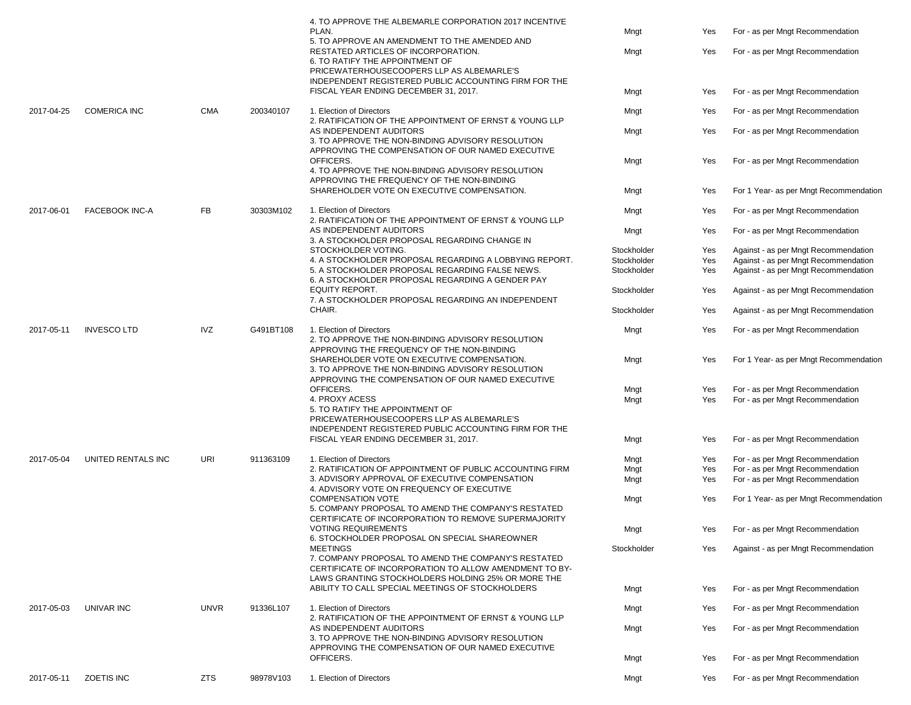| | | | | | | |
|---|---|---|---|---|---|---|
| | | | 4. TO APPROVE THE ALBEMARLE CORPORATION 2017 INCENTIVE PLAN. | Mngt | Yes | For - as per Mngt Recommendation |
| | | | 5. TO APPROVE AN AMENDMENT TO THE AMENDED AND RESTATED ARTICLES OF INCORPORATION. | Mngt | Yes | For - as per Mngt Recommendation |
| | | | 6. TO RATIFY THE APPOINTMENT OF PRICEWATERHOUSECOOPERS LLP AS ALBEMARLE'S INDEPENDENT REGISTERED PUBLIC ACCOUNTING FIRM FOR THE FISCAL YEAR ENDING DECEMBER 31, 2017. | Mngt | Yes | For - as per Mngt Recommendation |
| 2017-04-25 | COMERICA INC | CMA | 200340107 | 1. Election of Directors | Mngt | Yes | For - as per Mngt Recommendation |
| | | | | 2. RATIFICATION OF THE APPOINTMENT OF ERNST & YOUNG LLP AS INDEPENDENT AUDITORS | Mngt | Yes | For - as per Mngt Recommendation |
| | | | | 3. TO APPROVE THE NON-BINDING ADVISORY RESOLUTION APPROVING THE COMPENSATION OF OUR NAMED EXECUTIVE OFFICERS. | Mngt | Yes | For - as per Mngt Recommendation |
| | | | | 4. TO APPROVE THE NON-BINDING ADVISORY RESOLUTION APPROVING THE FREQUENCY OF THE NON-BINDING SHAREHOLDER VOTE ON EXECUTIVE COMPENSATION. | Mngt | Yes | For 1 Year- as per Mngt Recommendation |
| 2017-06-01 | FACEBOOK INC-A | FB | 30303M102 | 1. Election of Directors | Mngt | Yes | For - as per Mngt Recommendation |
| | | | | 2. RATIFICATION OF THE APPOINTMENT OF ERNST & YOUNG LLP AS INDEPENDENT AUDITORS | Mngt | Yes | For - as per Mngt Recommendation |
| | | | | 3. A STOCKHOLDER PROPOSAL REGARDING CHANGE IN STOCKHOLDER VOTING. | Stockholder | Yes | Against - as per Mngt Recommendation |
| | | | | 4. A STOCKHOLDER PROPOSAL REGARDING A LOBBYING REPORT. | Stockholder | Yes | Against - as per Mngt Recommendation |
| | | | | 5. A STOCKHOLDER PROPOSAL REGARDING FALSE NEWS. | Stockholder | Yes | Against - as per Mngt Recommendation |
| | | | | 6. A STOCKHOLDER PROPOSAL REGARDING A GENDER PAY EQUITY REPORT. | Stockholder | Yes | Against - as per Mngt Recommendation |
| | | | | 7. A STOCKHOLDER PROPOSAL REGARDING AN INDEPENDENT CHAIR. | Stockholder | Yes | Against - as per Mngt Recommendation |
| 2017-05-11 | INVESCO LTD | IVZ | G491BT108 | 1. Election of Directors | Mngt | Yes | For - as per Mngt Recommendation |
| | | | | 2. TO APPROVE THE NON-BINDING ADVISORY RESOLUTION APPROVING THE FREQUENCY OF THE NON-BINDING SHAREHOLDER VOTE ON EXECUTIVE COMPENSATION. | Mngt | Yes | For 1 Year- as per Mngt Recommendation |
| | | | | 3. TO APPROVE THE NON-BINDING ADVISORY RESOLUTION APPROVING THE COMPENSATION OF OUR NAMED EXECUTIVE OFFICERS. | Mngt | Yes | For - as per Mngt Recommendation |
| | | | | 4. PROXY ACESS | Mngt | Yes | For - as per Mngt Recommendation |
| | | | | 5. TO RATIFY THE APPOINTMENT OF PRICEWATERHOUSECOOPERS LLP AS ALBEMARLE'S INDEPENDENT REGISTERED PUBLIC ACCOUNTING FIRM FOR THE FISCAL YEAR ENDING DECEMBER 31, 2017. | Mngt | Yes | For - as per Mngt Recommendation |
| 2017-05-04 | UNITED RENTALS INC | URI | 911363109 | 1. Election of Directors | Mngt | Yes | For - as per Mngt Recommendation |
| | | | | 2. RATIFICATION OF APPOINTMENT OF PUBLIC ACCOUNTING FIRM | Mngt | Yes | For - as per Mngt Recommendation |
| | | | | 3. ADVISORY APPROVAL OF EXECUTIVE COMPENSATION | Mngt | Yes | For - as per Mngt Recommendation |
| | | | | 4. ADVISORY VOTE ON FREQUENCY OF EXECUTIVE COMPENSATION VOTE | Mngt | Yes | For 1 Year- as per Mngt Recommendation |
| | | | | 5. COMPANY PROPOSAL TO AMEND THE COMPANY'S RESTATED CERTIFICATE OF INCORPORATION TO REMOVE SUPERMAJORITY VOTING REQUIREMENTS | Mngt | Yes | For - as per Mngt Recommendation |
| | | | | 6. STOCKHOLDER PROPOSAL ON SPECIAL SHAREOWNER MEETINGS | Stockholder | Yes | Against - as per Mngt Recommendation |
| | | | | 7. COMPANY PROPOSAL TO AMEND THE COMPANY'S RESTATED CERTIFICATE OF INCORPORATION TO ALLOW AMENDMENT TO BY-LAWS GRANTING STOCKHOLDERS HOLDING 25% OR MORE THE ABILITY TO CALL SPECIAL MEETINGS OF STOCKHOLDERS | Mngt | Yes | For - as per Mngt Recommendation |
| 2017-05-03 | UNIVAR INC | UNVR | 91336L107 | 1. Election of Directors | Mngt | Yes | For - as per Mngt Recommendation |
| | | | | 2. RATIFICATION OF THE APPOINTMENT OF ERNST & YOUNG LLP AS INDEPENDENT AUDITORS | Mngt | Yes | For - as per Mngt Recommendation |
| | | | | 3. TO APPROVE THE NON-BINDING ADVISORY RESOLUTION APPROVING THE COMPENSATION OF OUR NAMED EXECUTIVE OFFICERS. | Mngt | Yes | For - as per Mngt Recommendation |
| 2017-05-11 | ZOETIS INC | ZTS | 98978V103 | 1. Election of Directors | Mngt | Yes | For - as per Mngt Recommendation |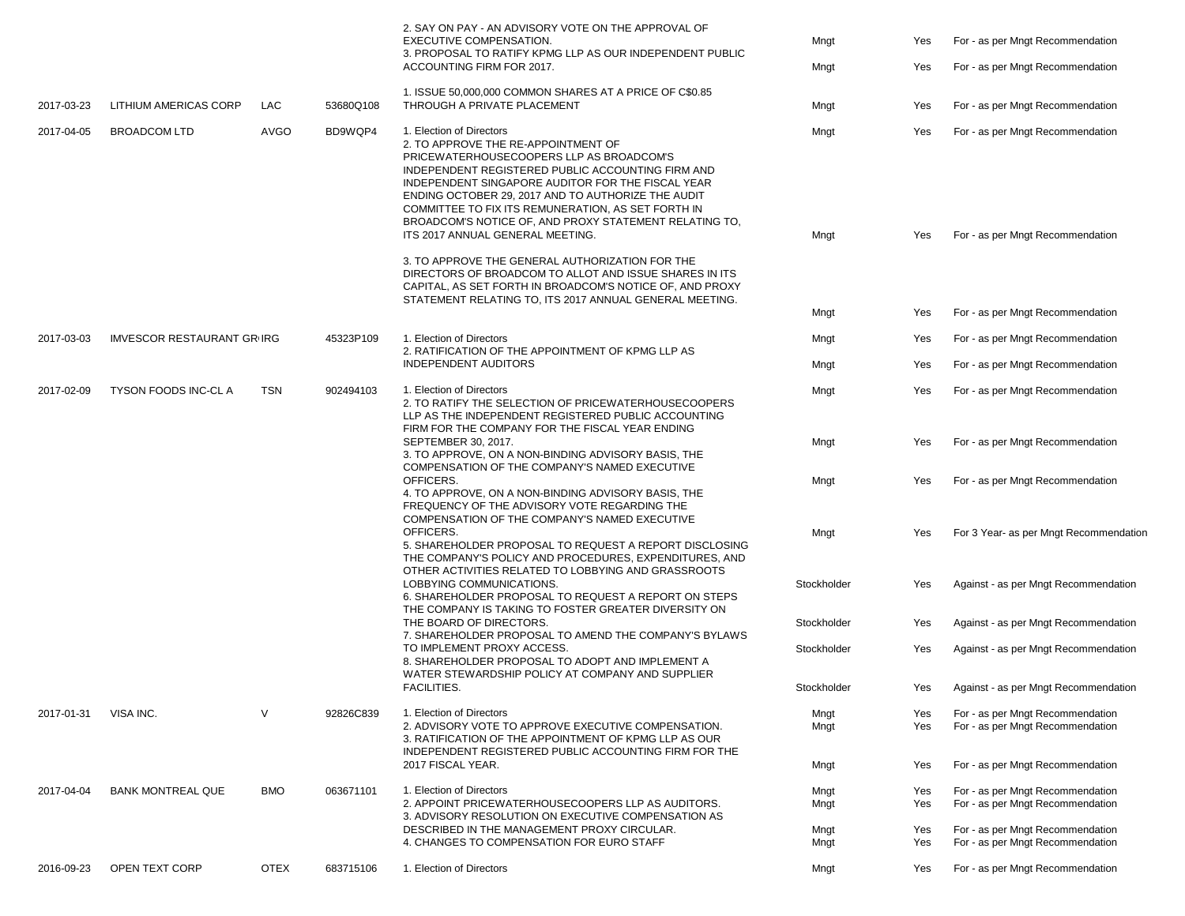| | | | | | | |
|---|---|---|---|---|---|---|
| | | | 2. SAY ON PAY - AN ADVISORY VOTE ON THE APPROVAL OF EXECUTIVE COMPENSATION. | Mngt | Yes | For - as per Mngt Recommendation |
| | | | 3. PROPOSAL TO RATIFY KPMG LLP AS OUR INDEPENDENT PUBLIC ACCOUNTING FIRM FOR 2017. | Mngt | Yes | For - as per Mngt Recommendation |
| 2017-03-23 | LITHIUM AMERICAS CORP | LAC | 53680Q108 | 1. ISSUE 50,000,000 COMMON SHARES AT A PRICE OF C$0.85 THROUGH A PRIVATE PLACEMENT | Mngt | Yes | For - as per Mngt Recommendation |
| 2017-04-05 | BROADCOM LTD | AVGO | BD9WQP4 | 1. Election of Directors | Mngt | Yes | For - as per Mngt Recommendation |
| | | | | 2. TO APPROVE THE RE-APPOINTMENT OF PRICEWATERHOUSECOOPERS LLP AS BROADCOM'S INDEPENDENT REGISTERED PUBLIC ACCOUNTING FIRM AND INDEPENDENT SINGAPORE AUDITOR FOR THE FISCAL YEAR ENDING OCTOBER 29, 2017 AND TO AUTHORIZE THE AUDIT COMMITTEE TO FIX ITS REMUNERATION, AS SET FORTH IN BROADCOM'S NOTICE OF, AND PROXY STATEMENT RELATING TO, ITS 2017 ANNUAL GENERAL MEETING. | Mngt | Yes | For - as per Mngt Recommendation |
| | | | | 3. TO APPROVE THE GENERAL AUTHORIZATION FOR THE DIRECTORS OF BROADCOM TO ALLOT AND ISSUE SHARES IN ITS CAPITAL, AS SET FORTH IN BROADCOM'S NOTICE OF, AND PROXY STATEMENT RELATING TO, ITS 2017 ANNUAL GENERAL MEETING. | Mngt | Yes | For - as per Mngt Recommendation |
| 2017-03-03 | IMVESCOR RESTAURANT GR | IRG | 45323P109 | 1. Election of Directors | Mngt | Yes | For - as per Mngt Recommendation |
| | | | | 2. RATIFICATION OF THE APPOINTMENT OF KPMG LLP AS INDEPENDENT AUDITORS | Mngt | Yes | For - as per Mngt Recommendation |
| 2017-02-09 | TYSON FOODS INC-CL A | TSN | 902494103 | 1. Election of Directors | Mngt | Yes | For - as per Mngt Recommendation |
| | | | | 2. TO RATIFY THE SELECTION OF PRICEWATERHOUSECOOPERS LLP AS THE INDEPENDENT REGISTERED PUBLIC ACCOUNTING FIRM FOR THE COMPANY FOR THE FISCAL YEAR ENDING SEPTEMBER 30, 2017. | Mngt | Yes | For - as per Mngt Recommendation |
| | | | | 3. TO APPROVE, ON A NON-BINDING ADVISORY BASIS, THE COMPENSATION OF THE COMPANY'S NAMED EXECUTIVE OFFICERS. | Mngt | Yes | For - as per Mngt Recommendation |
| | | | | 4. TO APPROVE, ON A NON-BINDING ADVISORY BASIS, THE FREQUENCY OF THE ADVISORY VOTE REGARDING THE COMPENSATION OF THE COMPANY'S NAMED EXECUTIVE OFFICERS. | Mngt | Yes | For 3 Year- as per Mngt Recommendation |
| | | | | 5. SHAREHOLDER PROPOSAL TO REQUEST A REPORT DISCLOSING THE COMPANY'S POLICY AND PROCEDURES, EXPENDITURES, AND OTHER ACTIVITIES RELATED TO LOBBYING AND GRASSROOTS LOBBYING COMMUNICATIONS. | Stockholder | Yes | Against - as per Mngt Recommendation |
| | | | | 6. SHAREHOLDER PROPOSAL TO REQUEST A REPORT ON STEPS THE COMPANY IS TAKING TO FOSTER GREATER DIVERSITY ON THE BOARD OF DIRECTORS. | Stockholder | Yes | Against - as per Mngt Recommendation |
| | | | | 7. SHAREHOLDER PROPOSAL TO AMEND THE COMPANY'S BYLAWS TO IMPLEMENT PROXY ACCESS. | Stockholder | Yes | Against - as per Mngt Recommendation |
| | | | | 8. SHAREHOLDER PROPOSAL TO ADOPT AND IMPLEMENT A WATER STEWARDSHIP POLICY AT COMPANY AND SUPPLIER FACILITIES. | Stockholder | Yes | Against - as per Mngt Recommendation |
| 2017-01-31 | VISA INC. | V | 92826C839 | 1. Election of Directors | Mngt | Yes | For - as per Mngt Recommendation |
| | | | | 2. ADVISORY VOTE TO APPROVE EXECUTIVE COMPENSATION. | Mngt | Yes | For - as per Mngt Recommendation |
| | | | | 3. RATIFICATION OF THE APPOINTMENT OF KPMG LLP AS OUR INDEPENDENT REGISTERED PUBLIC ACCOUNTING FIRM FOR THE 2017 FISCAL YEAR. | Mngt | Yes | For - as per Mngt Recommendation |
| 2017-04-04 | BANK MONTREAL QUE | BMO | 063671101 | 1. Election of Directors | Mngt | Yes | For - as per Mngt Recommendation |
| | | | | 2. APPOINT PRICEWATERHOUSECOOPERS LLP AS AUDITORS. | Mngt | Yes | For - as per Mngt Recommendation |
| | | | | 3. ADVISORY RESOLUTION ON EXECUTIVE COMPENSATION AS DESCRIBED IN THE MANAGEMENT PROXY CIRCULAR. | Mngt | Yes | For - as per Mngt Recommendation |
| | | | | 4. CHANGES TO COMPENSATION FOR EURO STAFF | Mngt | Yes | For - as per Mngt Recommendation |
| 2016-09-23 | OPEN TEXT CORP | OTEX | 683715106 | 1. Election of Directors | Mngt | Yes | For - as per Mngt Recommendation |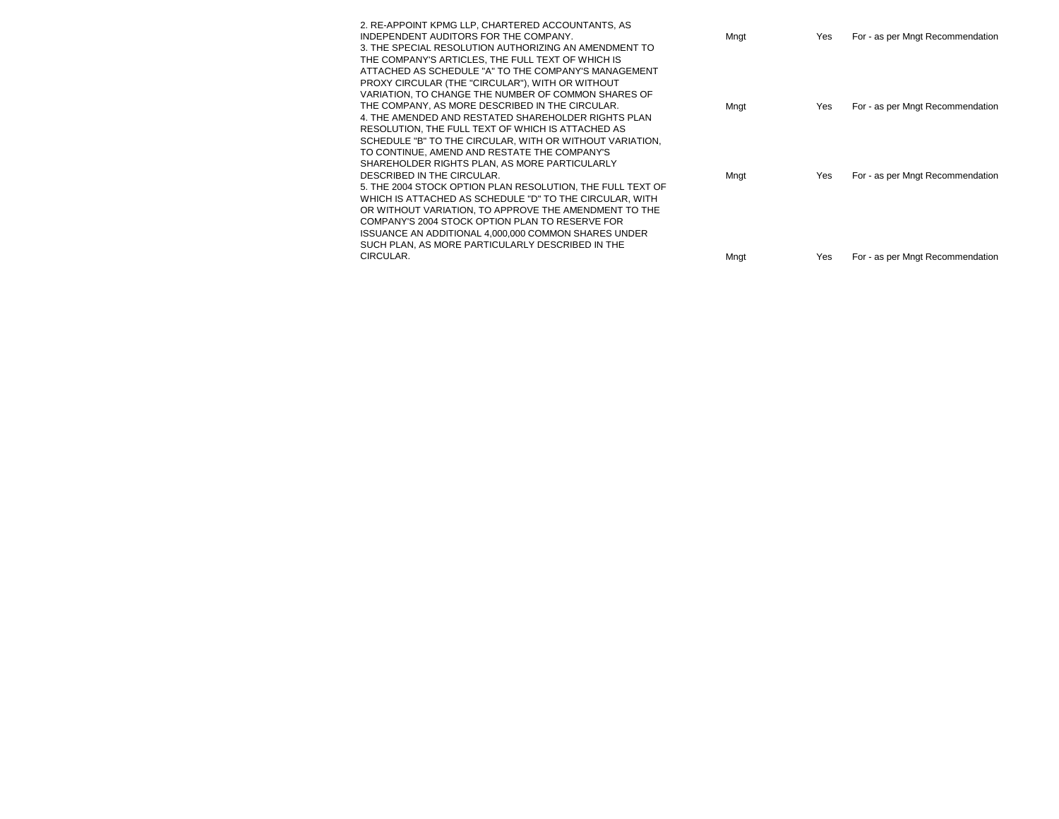| | | | |
|---|---|---|---|
| 2. RE-APPOINT KPMG LLP, CHARTERED ACCOUNTANTS, AS INDEPENDENT AUDITORS FOR THE COMPANY. | Mngt | Yes | For - as per Mngt Recommendation |
| 3. THE SPECIAL RESOLUTION AUTHORIZING AN AMENDMENT TO THE COMPANY'S ARTICLES, THE FULL TEXT OF WHICH IS ATTACHED AS SCHEDULE "A" TO THE COMPANY'S MANAGEMENT PROXY CIRCULAR (THE "CIRCULAR"), WITH OR WITHOUT VARIATION, TO CHANGE THE NUMBER OF COMMON SHARES OF THE COMPANY, AS MORE DESCRIBED IN THE CIRCULAR. | Mngt | Yes | For - as per Mngt Recommendation |
| 4. THE AMENDED AND RESTATED SHAREHOLDER RIGHTS PLAN RESOLUTION, THE FULL TEXT OF WHICH IS ATTACHED AS SCHEDULE "B" TO THE CIRCULAR, WITH OR WITHOUT VARIATION, TO CONTINUE, AMEND AND RESTATE THE COMPANY'S SHAREHOLDER RIGHTS PLAN, AS MORE PARTICULARLY DESCRIBED IN THE CIRCULAR. | Mngt | Yes | For - as per Mngt Recommendation |
| 5. THE 2004 STOCK OPTION PLAN RESOLUTION, THE FULL TEXT OF WHICH IS ATTACHED AS SCHEDULE "D" TO THE CIRCULAR, WITH OR WITHOUT VARIATION, TO APPROVE THE AMENDMENT TO THE COMPANY'S 2004 STOCK OPTION PLAN TO RESERVE FOR ISSUANCE AN ADDITIONAL 4,000,000 COMMON SHARES UNDER SUCH PLAN, AS MORE PARTICULARLY DESCRIBED IN THE CIRCULAR. | Mngt | Yes | For - as per Mngt Recommendation |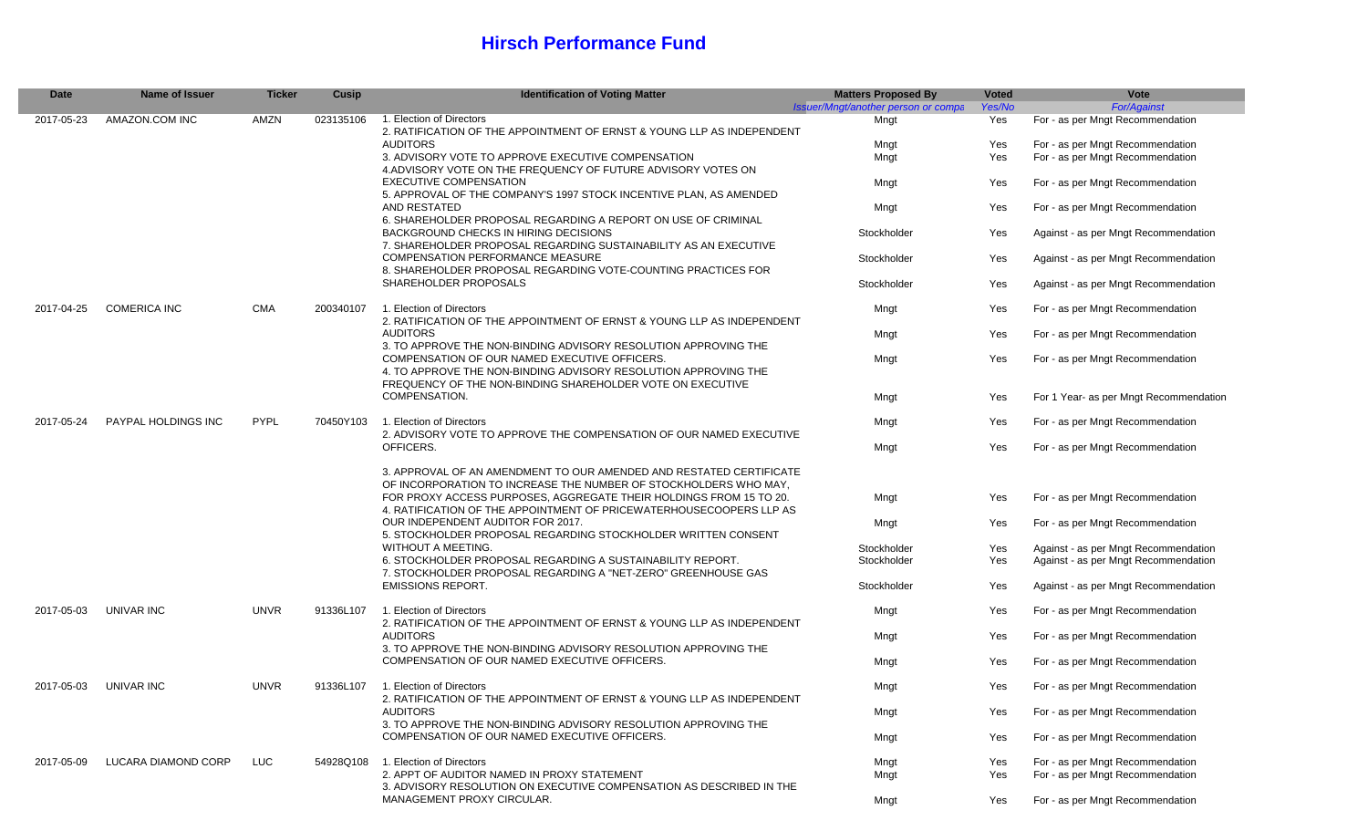# Hirsch Performance Fund

| Date | Name of Issuer | Ticker | Cusip | Identification of Voting Matter | Matters Proposed By | Voted | Vote |
|---|---|---|---|---|---|---|---|
| | | | | | *Issuer/Mngt/another person or compa* | *Yes/No* | *For/Against* |
| 2017-05-23 | AMAZON.COM INC | AMZN | 023135106 | 1. Election of Directors | Mngt | Yes | For - as per Mngt Recommendation |
| | | | | 2. RATIFICATION OF THE APPOINTMENT OF ERNST & YOUNG LLP AS INDEPENDENT AUDITORS | Mngt | Yes | For - as per Mngt Recommendation |
| | | | | 3. ADVISORY VOTE TO APPROVE EXECUTIVE COMPENSATION | Mngt | Yes | For - as per Mngt Recommendation |
| | | | | 4.ADVISORY VOTE ON THE FREQUENCY OF FUTURE ADVISORY VOTES ON EXECUTIVE COMPENSATION | Mngt | Yes | For - as per Mngt Recommendation |
| | | | | 5. APPROVAL OF THE COMPANY'S 1997 STOCK INCENTIVE PLAN, AS AMENDED AND RESTATED | Mngt | Yes | For - as per Mngt Recommendation |
| | | | | 6. SHAREHOLDER PROPOSAL REGARDING A REPORT ON USE OF CRIMINAL BACKGROUND CHECKS IN HIRING DECISIONS | Stockholder | Yes | Against - as per Mngt Recommendation |
| | | | | 7. SHAREHOLDER PROPOSAL REGARDING SUSTAINABILITY AS AN EXECUTIVE COMPENSATION PERFORMANCE MEASURE | Stockholder | Yes | Against - as per Mngt Recommendation |
| | | | | 8. SHAREHOLDER PROPOSAL REGARDING VOTE-COUNTING PRACTICES FOR SHAREHOLDER PROPOSALS | Stockholder | Yes | Against - as per Mngt Recommendation |
| 2017-04-25 | COMERICA INC | CMA | 200340107 | 1. Election of Directors | Mngt | Yes | For - as per Mngt Recommendation |
| | | | | 2. RATIFICATION OF THE APPOINTMENT OF ERNST & YOUNG LLP AS INDEPENDENT AUDITORS | Mngt | Yes | For - as per Mngt Recommendation |
| | | | | 3. TO APPROVE THE NON-BINDING ADVISORY RESOLUTION APPROVING THE COMPENSATION OF OUR NAMED EXECUTIVE OFFICERS. | Mngt | Yes | For - as per Mngt Recommendation |
| | | | | 4. TO APPROVE THE NON-BINDING ADVISORY RESOLUTION APPROVING THE FREQUENCY OF THE NON-BINDING SHAREHOLDER VOTE ON EXECUTIVE COMPENSATION. | Mngt | Yes | For 1 Year- as per Mngt Recommendation |
| 2017-05-24 | PAYPAL HOLDINGS INC | PYPL | 70450Y103 | 1. Election of Directors | Mngt | Yes | For - as per Mngt Recommendation |
| | | | | 2. ADVISORY VOTE TO APPROVE THE COMPENSATION OF OUR NAMED EXECUTIVE OFFICERS. | Mngt | Yes | For - as per Mngt Recommendation |
| | | | | 3. APPROVAL OF AN AMENDMENT TO OUR AMENDED AND RESTATED CERTIFICATE OF INCORPORATION TO INCREASE THE NUMBER OF STOCKHOLDERS WHO MAY, FOR PROXY ACCESS PURPOSES, AGGREGATE THEIR HOLDINGS FROM 15 TO 20. | Mngt | Yes | For - as per Mngt Recommendation |
| | | | | 4. RATIFICATION OF THE APPOINTMENT OF PRICEWATERHOUSECOOPERS LLP AS OUR INDEPENDENT AUDITOR FOR 2017. | Mngt | Yes | For - as per Mngt Recommendation |
| | | | | 5. STOCKHOLDER PROPOSAL REGARDING STOCKHOLDER WRITTEN CONSENT WITHOUT A MEETING. | Stockholder | Yes | Against - as per Mngt Recommendation |
| | | | | 6. STOCKHOLDER PROPOSAL REGARDING A SUSTAINABILITY REPORT. | Stockholder | Yes | Against - as per Mngt Recommendation |
| | | | | 7. STOCKHOLDER PROPOSAL REGARDING A "NET-ZERO" GREENHOUSE GAS EMISSIONS REPORT. | Stockholder | Yes | Against - as per Mngt Recommendation |
| 2017-05-03 | UNIVAR INC | UNVR | 91336L107 | 1. Election of Directors | Mngt | Yes | For - as per Mngt Recommendation |
| | | | | 2. RATIFICATION OF THE APPOINTMENT OF ERNST & YOUNG LLP AS INDEPENDENT AUDITORS | Mngt | Yes | For - as per Mngt Recommendation |
| | | | | 3. TO APPROVE THE NON-BINDING ADVISORY RESOLUTION APPROVING THE COMPENSATION OF OUR NAMED EXECUTIVE OFFICERS. | Mngt | Yes | For - as per Mngt Recommendation |
| 2017-05-03 | UNIVAR INC | UNVR | 91336L107 | 1. Election of Directors | Mngt | Yes | For - as per Mngt Recommendation |
| | | | | 2. RATIFICATION OF THE APPOINTMENT OF ERNST & YOUNG LLP AS INDEPENDENT AUDITORS | Mngt | Yes | For - as per Mngt Recommendation |
| | | | | 3. TO APPROVE THE NON-BINDING ADVISORY RESOLUTION APPROVING THE COMPENSATION OF OUR NAMED EXECUTIVE OFFICERS. | Mngt | Yes | For - as per Mngt Recommendation |
| 2017-05-09 | LUCARA DIAMOND CORP | LUC | 54928Q108 | 1. Election of Directors | Mngt | Yes | For - as per Mngt Recommendation |
| | | | | 2. APPT OF AUDITOR NAMED IN PROXY STATEMENT | Mngt | Yes | For - as per Mngt Recommendation |
| | | | | 3. ADVISORY RESOLUTION ON EXECUTIVE COMPENSATION AS DESCRIBED IN THE MANAGEMENT PROXY CIRCULAR. | Mngt | Yes | For - as per Mngt Recommendation |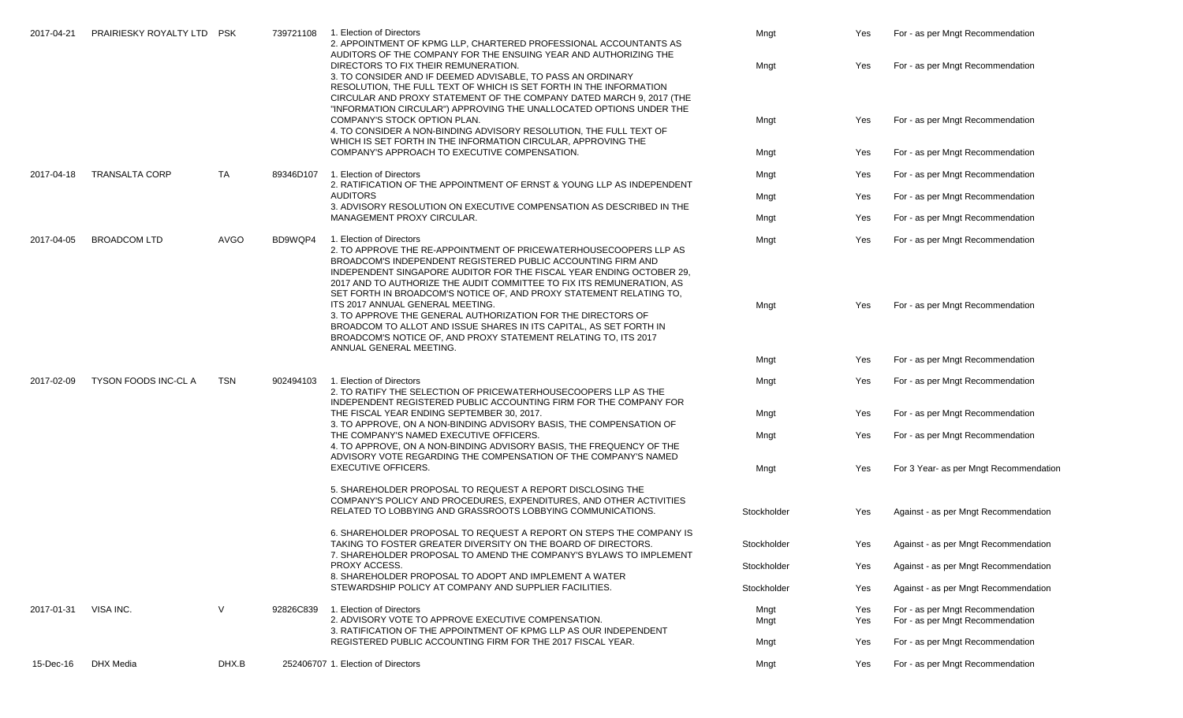| | | | | | | |
|---|---|---|---|---|---|---|
| 2017-04-21 | PRAIRIESKY ROYALTY LTD | PSK | 739721108 | 1. Election of Directors | Mngt | Yes | For - as per Mngt Recommendation |
| | | | | 2. APPOINTMENT OF KPMG LLP, CHARTERED PROFESSIONAL ACCOUNTANTS AS AUDITORS OF THE COMPANY FOR THE ENSUING YEAR AND AUTHORIZING THE DIRECTORS TO FIX THEIR REMUNERATION. | Mngt | Yes | For - as per Mngt Recommendation |
| | | | | 3. TO CONSIDER AND IF DEEMED ADVISABLE, TO PASS AN ORDINARY RESOLUTION, THE FULL TEXT OF WHICH IS SET FORTH IN THE INFORMATION CIRCULAR AND PROXY STATEMENT OF THE COMPANY DATED MARCH 9, 2017 (THE "INFORMATION CIRCULAR") APPROVING THE UNALLOCATED OPTIONS UNDER THE COMPANY'S STOCK OPTION PLAN. | Mngt | Yes | For - as per Mngt Recommendation |
| | | | | 4. TO CONSIDER A NON-BINDING ADVISORY RESOLUTION, THE FULL TEXT OF WHICH IS SET FORTH IN THE INFORMATION CIRCULAR, APPROVING THE COMPANY'S APPROACH TO EXECUTIVE COMPENSATION. | Mngt | Yes | For - as per Mngt Recommendation |
| 2017-04-18 | TRANSALTA CORP | TA | 89346D107 | 1. Election of Directors | Mngt | Yes | For - as per Mngt Recommendation |
| | | | | 2. RATIFICATION OF THE APPOINTMENT OF ERNST & YOUNG LLP AS INDEPENDENT AUDITORS | Mngt | Yes | For - as per Mngt Recommendation |
| | | | | 3. ADVISORY RESOLUTION ON EXECUTIVE COMPENSATION AS DESCRIBED IN THE MANAGEMENT PROXY CIRCULAR. | Mngt | Yes | For - as per Mngt Recommendation |
| 2017-04-05 | BROADCOM LTD | AVGO | BD9WQP4 | 1. Election of Directors | Mngt | Yes | For - as per Mngt Recommendation |
| | | | | 2. TO APPROVE THE RE-APPOINTMENT OF PRICEWATERHOUSECOOPERS LLP AS BROADCOM'S INDEPENDENT REGISTERED PUBLIC ACCOUNTING FIRM AND INDEPENDENT SINGAPORE AUDITOR FOR THE FISCAL YEAR ENDING OCTOBER 29, 2017 AND TO AUTHORIZE THE AUDIT COMMITTEE TO FIX ITS REMUNERATION, AS SET FORTH IN BROADCOM'S NOTICE OF, AND PROXY STATEMENT RELATING TO, ITS 2017 ANNUAL GENERAL MEETING. | Mngt | Yes | For - as per Mngt Recommendation |
| | | | | 3. TO APPROVE THE GENERAL AUTHORIZATION FOR THE DIRECTORS OF BROADCOM TO ALLOT AND ISSUE SHARES IN ITS CAPITAL, AS SET FORTH IN BROADCOM'S NOTICE OF, AND PROXY STATEMENT RELATING TO, ITS 2017 ANNUAL GENERAL MEETING. | Mngt | Yes | For - as per Mngt Recommendation |
| 2017-02-09 | TYSON FOODS INC-CL A | TSN | 902494103 | 1. Election of Directors | Mngt | Yes | For - as per Mngt Recommendation |
| | | | | 2. TO RATIFY THE SELECTION OF PRICEWATERHOUSECOOPERS LLP AS THE INDEPENDENT REGISTERED PUBLIC ACCOUNTING FIRM FOR THE COMPANY FOR THE FISCAL YEAR ENDING SEPTEMBER 30, 2017. | Mngt | Yes | For - as per Mngt Recommendation |
| | | | | 3. TO APPROVE, ON A NON-BINDING ADVISORY BASIS, THE COMPENSATION OF THE COMPANY'S NAMED EXECUTIVE OFFICERS. | Mngt | Yes | For - as per Mngt Recommendation |
| | | | | 4. TO APPROVE, ON A NON-BINDING ADVISORY BASIS, THE FREQUENCY OF THE ADVISORY VOTE REGARDING THE COMPENSATION OF THE COMPANY'S NAMED EXECUTIVE OFFICERS. | Mngt | Yes | For 3 Year- as per Mngt Recommendation |
| | | | | 5. SHAREHOLDER PROPOSAL TO REQUEST A REPORT DISCLOSING THE COMPANY'S POLICY AND PROCEDURES, EXPENDITURES, AND OTHER ACTIVITIES RELATED TO LOBBYING AND GRASSROOTS LOBBYING COMMUNICATIONS. | Stockholder | Yes | Against - as per Mngt Recommendation |
| | | | | 6. SHAREHOLDER PROPOSAL TO REQUEST A REPORT ON STEPS THE COMPANY IS TAKING TO FOSTER GREATER DIVERSITY ON THE BOARD OF DIRECTORS. | Stockholder | Yes | Against - as per Mngt Recommendation |
| | | | | 7. SHAREHOLDER PROPOSAL TO AMEND THE COMPANY'S BYLAWS TO IMPLEMENT PROXY ACCESS. | Stockholder | Yes | Against - as per Mngt Recommendation |
| | | | | 8. SHAREHOLDER PROPOSAL TO ADOPT AND IMPLEMENT A WATER STEWARDSHIP POLICY AT COMPANY AND SUPPLIER FACILITIES. | Stockholder | Yes | Against - as per Mngt Recommendation |
| 2017-01-31 | VISA INC. | V | 92826C839 | 1. Election of Directors | Mngt | Yes | For - as per Mngt Recommendation |
| | | | | 2. ADVISORY VOTE TO APPROVE EXECUTIVE COMPENSATION. | Mngt | Yes | For - as per Mngt Recommendation |
| | | | | 3. RATIFICATION OF THE APPOINTMENT OF KPMG LLP AS OUR INDEPENDENT REGISTERED PUBLIC ACCOUNTING FIRM FOR THE 2017 FISCAL YEAR. | Mngt | Yes | For - as per Mngt Recommendation |
| 15-Dec-16 | DHX Media | DHX.B | 252406707 | 1. Election of Directors | Mngt | Yes | For - as per Mngt Recommendation |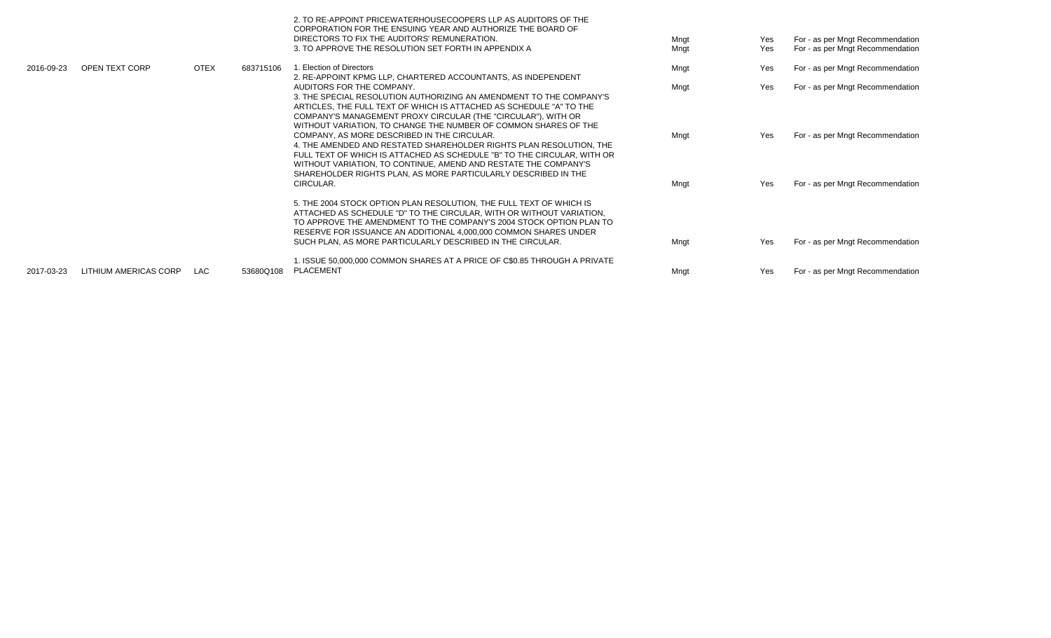| | | | | | | |
|---|---|---|---|---|---|---|
| | | | | 2. TO RE-APPOINT PRICEWATERHOUSECOOPERS LLP AS AUDITORS OF THE CORPORATION FOR THE ENSUING YEAR AND AUTHORIZE THE BOARD OF DIRECTORS TO FIX THE AUDITORS' REMUNERATION. | Mngt | Yes | For - as per Mngt Recommendation |
| | | | | 3. TO APPROVE THE RESOLUTION SET FORTH IN APPENDIX A | Mngt | Yes | For - as per Mngt Recommendation |
| 2016-09-23 | OPEN TEXT CORP | OTEX | 683715106 | 1. Election of Directors | Mngt | Yes | For - as per Mngt Recommendation |
| | | | | 2. RE-APPOINT KPMG LLP, CHARTERED ACCOUNTANTS, AS INDEPENDENT AUDITORS FOR THE COMPANY. | Mngt | Yes | For - as per Mngt Recommendation |
| | | | | 3. THE SPECIAL RESOLUTION AUTHORIZING AN AMENDMENT TO THE COMPANY'S ARTICLES, THE FULL TEXT OF WHICH IS ATTACHED AS SCHEDULE "A" TO THE COMPANY'S MANAGEMENT PROXY CIRCULAR (THE "CIRCULAR"), WITH OR WITHOUT VARIATION, TO CHANGE THE NUMBER OF COMMON SHARES OF THE COMPANY, AS MORE DESCRIBED IN THE CIRCULAR. | Mngt | Yes | For - as per Mngt Recommendation |
| | | | | 4. THE AMENDED AND RESTATED SHAREHOLDER RIGHTS PLAN RESOLUTION, THE FULL TEXT OF WHICH IS ATTACHED AS SCHEDULE "B" TO THE CIRCULAR, WITH OR WITHOUT VARIATION, TO CONTINUE, AMEND AND RESTATE THE COMPANY'S SHAREHOLDER RIGHTS PLAN, AS MORE PARTICULARLY DESCRIBED IN THE CIRCULAR. | Mngt | Yes | For - as per Mngt Recommendation |
| | | | | 5. THE 2004 STOCK OPTION PLAN RESOLUTION, THE FULL TEXT OF WHICH IS ATTACHED AS SCHEDULE "D" TO THE CIRCULAR, WITH OR WITHOUT VARIATION, TO APPROVE THE AMENDMENT TO THE COMPANY'S 2004 STOCK OPTION PLAN TO RESERVE FOR ISSUANCE AN ADDITIONAL 4,000,000 COMMON SHARES UNDER SUCH PLAN, AS MORE PARTICULARLY DESCRIBED IN THE CIRCULAR. | Mngt | Yes | For - as per Mngt Recommendation |
| 2017-03-23 | LITHIUM AMERICAS CORP | LAC | 53680Q108 | 1. ISSUE 50,000,000 COMMON SHARES AT A PRICE OF C$0.85 THROUGH A PRIVATE PLACEMENT | Mngt | Yes | For - as per Mngt Recommendation |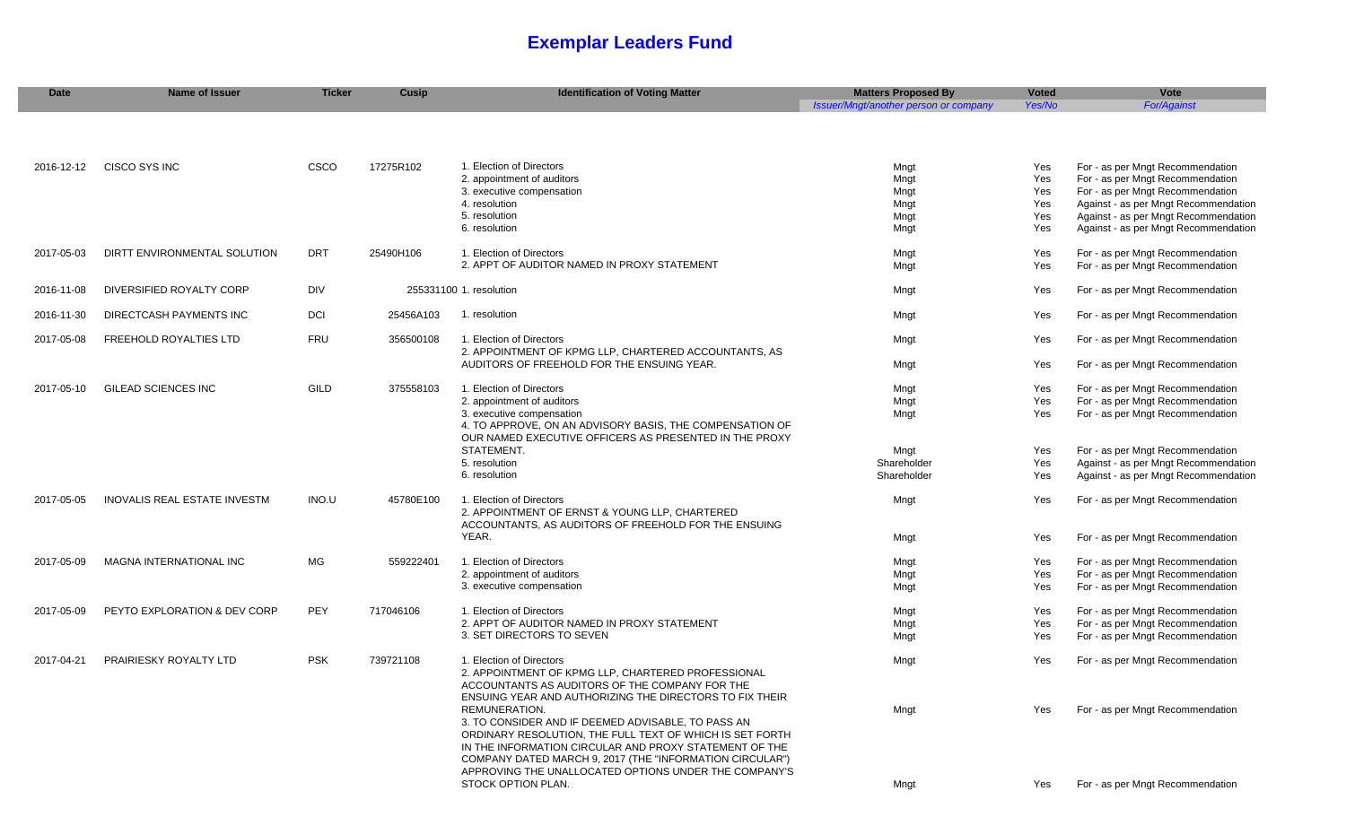# Exemplar Leaders Fund

| Date | Name of Issuer | Ticker | Cusip | Identification of Voting Matter | Matters Proposed By | Voted | Vote |
|---|---|---|---|---|---|---|---|
| | | | | | *Issuer/Mngt/another person or company* | *Yes/No* | *For/Against* |
| 2016-12-12 | CISCO SYS INC | CSCO | 17275R102 | 1. Election of Directors | Mngt | Yes | For - as per Mngt Recommendation |
| | | | | 2. appointment of auditors | Mngt | Yes | For - as per Mngt Recommendation |
| | | | | 3. executive compensation | Mngt | Yes | For - as per Mngt Recommendation |
| | | | | 4. resolution | Mngt | Yes | Against - as per Mngt Recommendation |
| | | | | 5. resolution | Mngt | Yes | Against - as per Mngt Recommendation |
| | | | | 6. resolution | Mngt | Yes | Against - as per Mngt Recommendation |
| 2017-05-03 | DIRTT ENVIRONMENTAL SOLUTION | DRT | 25490H106 | 1. Election of Directors | Mngt | Yes | For - as per Mngt Recommendation |
| | | | | 2. APPT OF AUDITOR NAMED IN PROXY STATEMENT | Mngt | Yes | For - as per Mngt Recommendation |
| 2016-11-08 | DIVERSIFIED ROYALTY CORP | DIV | 255331100 | 1. resolution | Mngt | Yes | For - as per Mngt Recommendation |
| 2016-11-30 | DIRECTCASH PAYMENTS INC | DCI | 25456A103 | 1. resolution | Mngt | Yes | For - as per Mngt Recommendation |
| 2017-05-08 | FREEHOLD ROYALTIES LTD | FRU | 356500108 | 1. Election of Directors | Mngt | Yes | For - as per Mngt Recommendation |
| | | | | 2. APPOINTMENT OF KPMG LLP, CHARTERED ACCOUNTANTS, AS AUDITORS OF FREEHOLD FOR THE ENSUING YEAR. | Mngt | Yes | For - as per Mngt Recommendation |
| 2017-05-10 | GILEAD SCIENCES INC | GILD | 375558103 | 1. Election of Directors | Mngt | Yes | For - as per Mngt Recommendation |
| | | | | 2. appointment of auditors | Mngt | Yes | For - as per Mngt Recommendation |
| | | | | 3. executive compensation | Mngt | Yes | For - as per Mngt Recommendation |
| | | | | 4. TO APPROVE, ON AN ADVISORY BASIS, THE COMPENSATION OF OUR NAMED EXECUTIVE OFFICERS AS PRESENTED IN THE PROXY STATEMENT. | Mngt | Yes | For - as per Mngt Recommendation |
| | | | | 5. resolution | Shareholder | Yes | Against - as per Mngt Recommendation |
| | | | | 6. resolution | Shareholder | Yes | Against - as per Mngt Recommendation |
| 2017-05-05 | INOVALIS REAL ESTATE INVESTM | INO.U | 45780E100 | 1. Election of Directors | Mngt | Yes | For - as per Mngt Recommendation |
| | | | | 2. APPOINTMENT OF ERNST & YOUNG LLP, CHARTERED ACCOUNTANTS, AS AUDITORS OF FREEHOLD FOR THE ENSUING YEAR. | Mngt | Yes | For - as per Mngt Recommendation |
| 2017-05-09 | MAGNA INTERNATIONAL INC | MG | 559222401 | 1. Election of Directors | Mngt | Yes | For - as per Mngt Recommendation |
| | | | | 2. appointment of auditors | Mngt | Yes | For - as per Mngt Recommendation |
| | | | | 3. executive compensation | Mngt | Yes | For - as per Mngt Recommendation |
| 2017-05-09 | PEYTO EXPLORATION & DEV CORP | PEY | 717046106 | 1. Election of Directors | Mngt | Yes | For - as per Mngt Recommendation |
| | | | | 2. APPT OF AUDITOR NAMED IN PROXY STATEMENT | Mngt | Yes | For - as per Mngt Recommendation |
| | | | | 3. SET DIRECTORS TO SEVEN | Mngt | Yes | For - as per Mngt Recommendation |
| 2017-04-21 | PRAIRIESKY ROYALTY LTD | PSK | 739721108 | 1. Election of Directors | Mngt | Yes | For - as per Mngt Recommendation |
| | | | | 2. APPOINTMENT OF KPMG LLP, CHARTERED PROFESSIONAL ACCOUNTANTS AS AUDITORS OF THE COMPANY FOR THE ENSUING YEAR AND AUTHORIZING THE DIRECTORS TO FIX THEIR REMUNERATION. | Mngt | Yes | For - as per Mngt Recommendation |
| | | | | 3. TO CONSIDER AND IF DEEMED ADVISABLE, TO PASS AN ORDINARY RESOLUTION, THE FULL TEXT OF WHICH IS SET FORTH IN THE INFORMATION CIRCULAR AND PROXY STATEMENT OF THE COMPANY DATED MARCH 9, 2017 (THE "INFORMATION CIRCULAR") APPROVING THE UNALLOCATED OPTIONS UNDER THE COMPANY'S STOCK OPTION PLAN. | Mngt | Yes | For - as per Mngt Recommendation |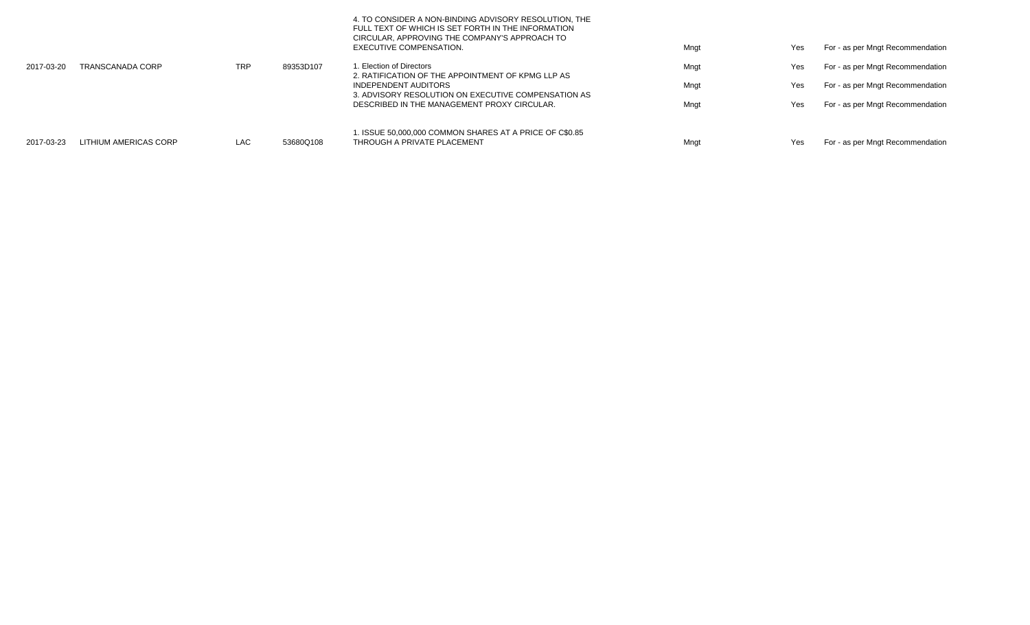| | | | | 4. TO CONSIDER A NON-BINDING ADVISORY RESOLUTION, THE FULL TEXT OF WHICH IS SET FORTH IN THE INFORMATION CIRCULAR, APPROVING THE COMPANY'S APPROACH TO EXECUTIVE COMPENSATION. | Mngt | Yes | For - as per Mngt Recommendation |
|---|---|---|---|---|---|---|---|
| 2017-03-20 | TRANSCANADA CORP | TRP | 89353D107 | 1. Election of Directors | Mngt | Yes | For - as per Mngt Recommendation |
| | | | | 2. RATIFICATION OF THE APPOINTMENT OF KPMG LLP AS INDEPENDENT AUDITORS | Mngt | Yes | For - as per Mngt Recommendation |
| | | | | 3. ADVISORY RESOLUTION ON EXECUTIVE COMPENSATION AS DESCRIBED IN THE MANAGEMENT PROXY CIRCULAR. | Mngt | Yes | For - as per Mngt Recommendation |
| 2017-03-23 | LITHIUM AMERICAS CORP | LAC | 53680Q108 | 1. ISSUE 50,000,000 COMMON SHARES AT A PRICE OF C$0.85 THROUGH A PRIVATE PLACEMENT | Mngt | Yes | For - as per Mngt Recommendation |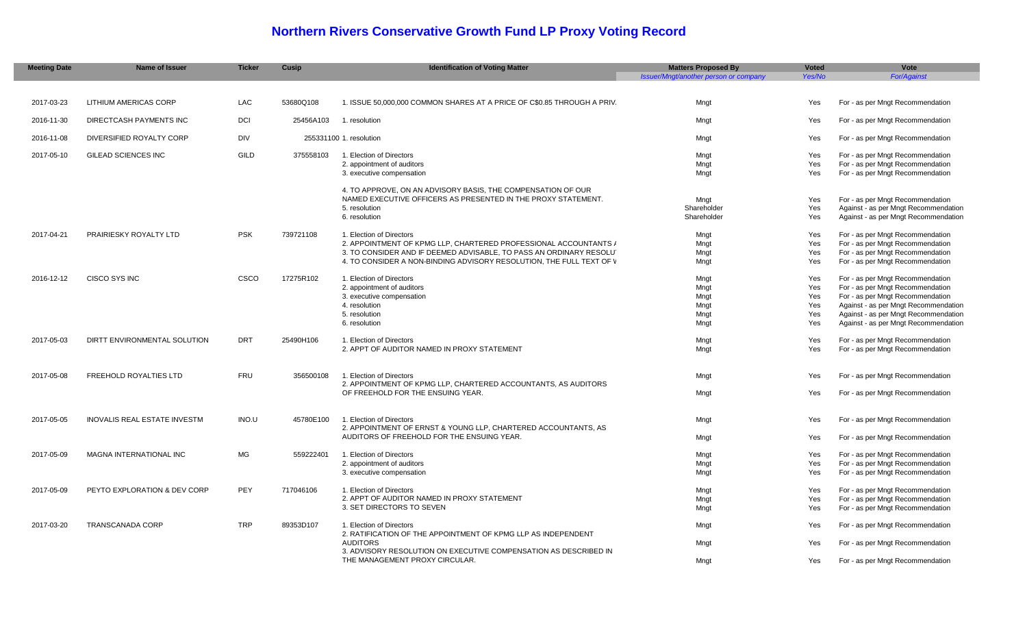# Northern Rivers Conservative Growth Fund LP Proxy Voting Record

| Meeting Date | Name of Issuer | Ticker | Cusip | Identification of Voting Matter | Matters Proposed By | Voted | Vote |
|---|---|---|---|---|---|---|---|
| | | | | | *Issuer/Mngt/another person or company* | *Yes/No* | *For/Against* |
| 2017-03-23 | LITHIUM AMERICAS CORP | LAC | 53680Q108 | 1. ISSUE 50,000,000 COMMON SHARES AT A PRICE OF C$0.85 THROUGH A PRIV. | Mngt | Yes | For - as per Mngt Recommendation |
| 2016-11-30 | DIRECTCASH PAYMENTS INC | DCI | 25456A103 | 1. resolution | Mngt | Yes | For - as per Mngt Recommendation |
| 2016-11-08 | DIVERSIFIED ROYALTY CORP | DIV | 255331100 | 1. resolution | Mngt | Yes | For - as per Mngt Recommendation |
| 2017-05-10 | GILEAD SCIENCES INC | GILD | 375558103 | 1. Election of Directors | Mngt | Yes | For - as per Mngt Recommendation |
| | | | | 2. appointment of auditors | Mngt | Yes | For - as per Mngt Recommendation |
| | | | | 3. executive compensation | Mngt | Yes | For - as per Mngt Recommendation |
| | | | | 4. TO APPROVE, ON AN ADVISORY BASIS, THE COMPENSATION OF OUR NAMED EXECUTIVE OFFICERS AS PRESENTED IN THE PROXY STATEMENT. | Mngt | Yes | For - as per Mngt Recommendation |
| | | | | 5. resolution | Shareholder | Yes | Against - as per Mngt Recommendation |
| | | | | 6. resolution | Shareholder | Yes | Against - as per Mngt Recommendation |
| 2017-04-21 | PRAIRIESKY ROYALTY LTD | PSK | 739721108 | 1. Election of Directors | Mngt | Yes | For - as per Mngt Recommendation |
| | | | | 2. APPOINTMENT OF KPMG LLP, CHARTERED PROFESSIONAL ACCOUNTANTS / | Mngt | Yes | For - as per Mngt Recommendation |
| | | | | 3. TO CONSIDER AND IF DEEMED ADVISABLE, TO PASS AN ORDINARY RESOLU | Mngt | Yes | For - as per Mngt Recommendation |
| | | | | 4. TO CONSIDER A NON-BINDING ADVISORY RESOLUTION, THE FULL TEXT OF V | Mngt | Yes | For - as per Mngt Recommendation |
| 2016-12-12 | CISCO SYS INC | CSCO | 17275R102 | 1. Election of Directors | Mngt | Yes | For - as per Mngt Recommendation |
| | | | | 2. appointment of auditors | Mngt | Yes | For - as per Mngt Recommendation |
| | | | | 3. executive compensation | Mngt | Yes | For - as per Mngt Recommendation |
| | | | | 4. resolution | Mngt | Yes | Against - as per Mngt Recommendation |
| | | | | 5. resolution | Mngt | Yes | Against - as per Mngt Recommendation |
| | | | | 6. resolution | Mngt | Yes | Against - as per Mngt Recommendation |
| 2017-05-03 | DIRTT ENVIRONMENTAL SOLUTION | DRT | 25490H106 | 1. Election of Directors | Mngt | Yes | For - as per Mngt Recommendation |
| | | | | 2. APPT OF AUDITOR NAMED IN PROXY STATEMENT | Mngt | Yes | For - as per Mngt Recommendation |
| 2017-05-08 | FREEHOLD ROYALTIES LTD | FRU | 356500108 | 1. Election of Directors | Mngt | Yes | For - as per Mngt Recommendation |
| | | | | 2. APPOINTMENT OF KPMG LLP, CHARTERED ACCOUNTANTS, AS AUDITORS OF FREEHOLD FOR THE ENSUING YEAR. | Mngt | Yes | For - as per Mngt Recommendation |
| 2017-05-05 | INOVALIS REAL ESTATE INVESTM | INO.U | 45780E100 | 1. Election of Directors | Mngt | Yes | For - as per Mngt Recommendation |
| | | | | 2. APPOINTMENT OF ERNST & YOUNG LLP, CHARTERED ACCOUNTANTS, AS AUDITORS OF FREEHOLD FOR THE ENSUING YEAR. | Mngt | Yes | For - as per Mngt Recommendation |
| 2017-05-09 | MAGNA INTERNATIONAL INC | MG | 559222401 | 1. Election of Directors | Mngt | Yes | For - as per Mngt Recommendation |
| | | | | 2. appointment of auditors | Mngt | Yes | For - as per Mngt Recommendation |
| | | | | 3. executive compensation | Mngt | Yes | For - as per Mngt Recommendation |
| 2017-05-09 | PEYTO EXPLORATION & DEV CORP | PEY | 717046106 | 1. Election of Directors | Mngt | Yes | For - as per Mngt Recommendation |
| | | | | 2. APPT OF AUDITOR NAMED IN PROXY STATEMENT | Mngt | Yes | For - as per Mngt Recommendation |
| | | | | 3. SET DIRECTORS TO SEVEN | Mngt | Yes | For - as per Mngt Recommendation |
| 2017-03-20 | TRANSCANADA CORP | TRP | 89353D107 | 1. Election of Directors | Mngt | Yes | For - as per Mngt Recommendation |
| | | | | 2. RATIFICATION OF THE APPOINTMENT OF KPMG LLP AS INDEPENDENT AUDITORS | Mngt | Yes | For - as per Mngt Recommendation |
| | | | | 3. ADVISORY RESOLUTION ON EXECUTIVE COMPENSATION AS DESCRIBED IN THE MANAGEMENT PROXY CIRCULAR. | Mngt | Yes | For - as per Mngt Recommendation |